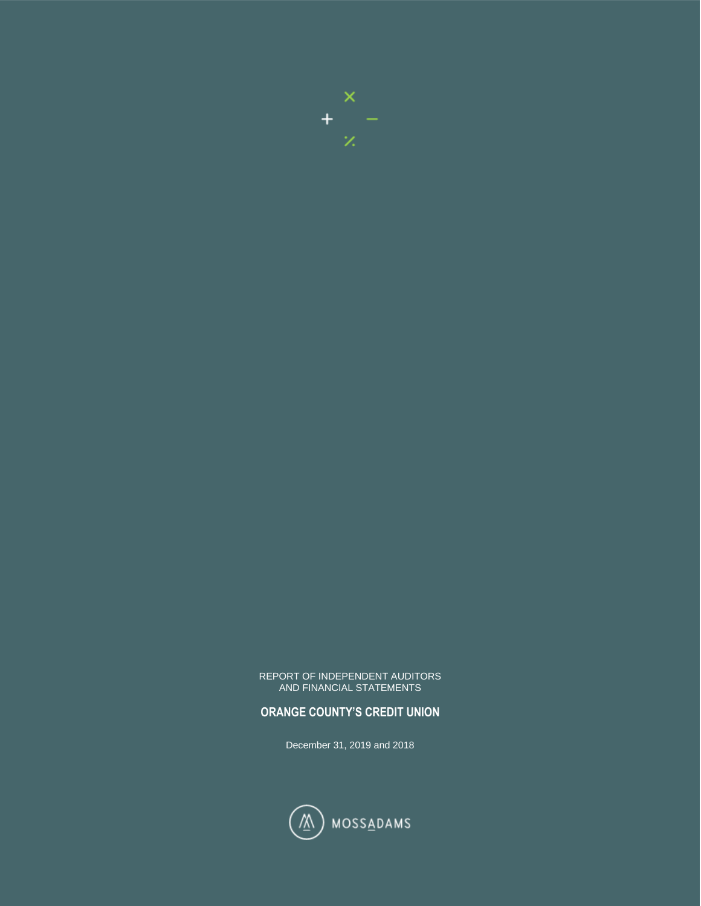REPORT OF INDEPENDENT AUDITORS
AND FINANCIAL STATEMENTS

**ORANGE COUNTY'S CREDIT UNION**

December 31, 2019 and 2018

MOSSADAMS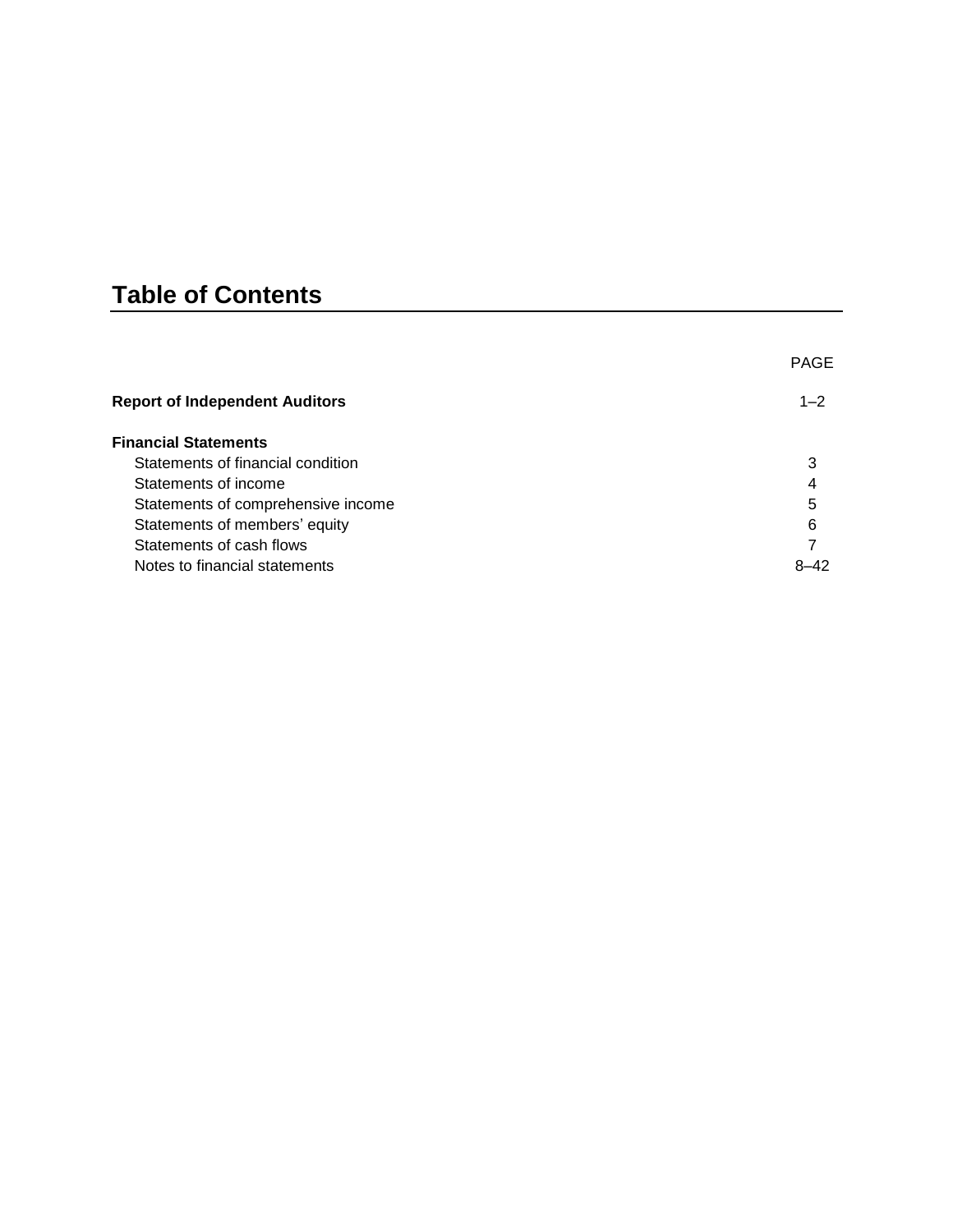# Table of Contents

| | PAGE |
|---|---|
| **Report of Independent Auditors** | 1–2 |
| **Financial Statements** | |
| Statements of financial condition | 3 |
| Statements of income | 4 |
| Statements of comprehensive income | 5 |
| Statements of members' equity | 6 |
| Statements of cash flows | 7 |
| Notes to financial statements | 8–42 |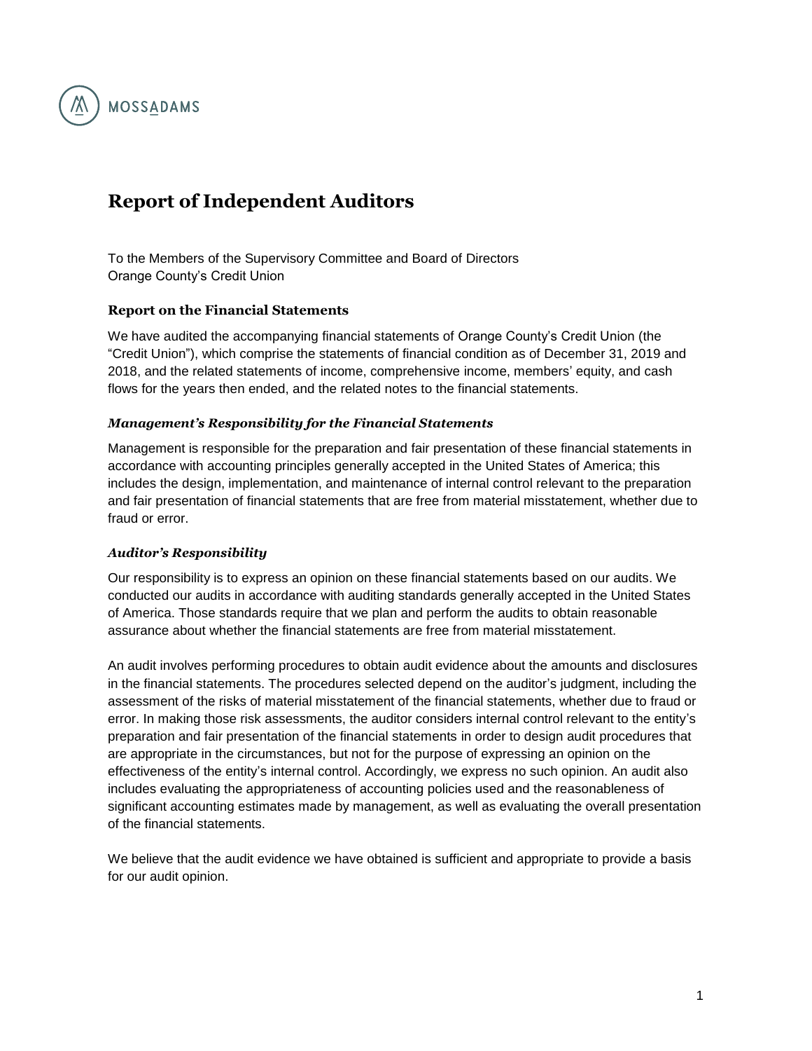MOSSADAMS

# Report of Independent Auditors

To the Members of the Supervisory Committee and Board of Directors
Orange County's Credit Union

### Report on the Financial Statements

We have audited the accompanying financial statements of Orange County's Credit Union (the "Credit Union"), which comprise the statements of financial condition as of December 31, 2019 and 2018, and the related statements of income, comprehensive income, members' equity, and cash flows for the years then ended, and the related notes to the financial statements.

#### *Management's Responsibility for the Financial Statements*

Management is responsible for the preparation and fair presentation of these financial statements in accordance with accounting principles generally accepted in the United States of America; this includes the design, implementation, and maintenance of internal control relevant to the preparation and fair presentation of financial statements that are free from material misstatement, whether due to fraud or error.

#### *Auditor's Responsibility*

Our responsibility is to express an opinion on these financial statements based on our audits. We conducted our audits in accordance with auditing standards generally accepted in the United States of America. Those standards require that we plan and perform the audits to obtain reasonable assurance about whether the financial statements are free from material misstatement.

An audit involves performing procedures to obtain audit evidence about the amounts and disclosures in the financial statements. The procedures selected depend on the auditor's judgment, including the assessment of the risks of material misstatement of the financial statements, whether due to fraud or error. In making those risk assessments, the auditor considers internal control relevant to the entity's preparation and fair presentation of the financial statements in order to design audit procedures that are appropriate in the circumstances, but not for the purpose of expressing an opinion on the effectiveness of the entity's internal control. Accordingly, we express no such opinion. An audit also includes evaluating the appropriateness of accounting policies used and the reasonableness of significant accounting estimates made by management, as well as evaluating the overall presentation of the financial statements.

We believe that the audit evidence we have obtained is sufficient and appropriate to provide a basis for our audit opinion.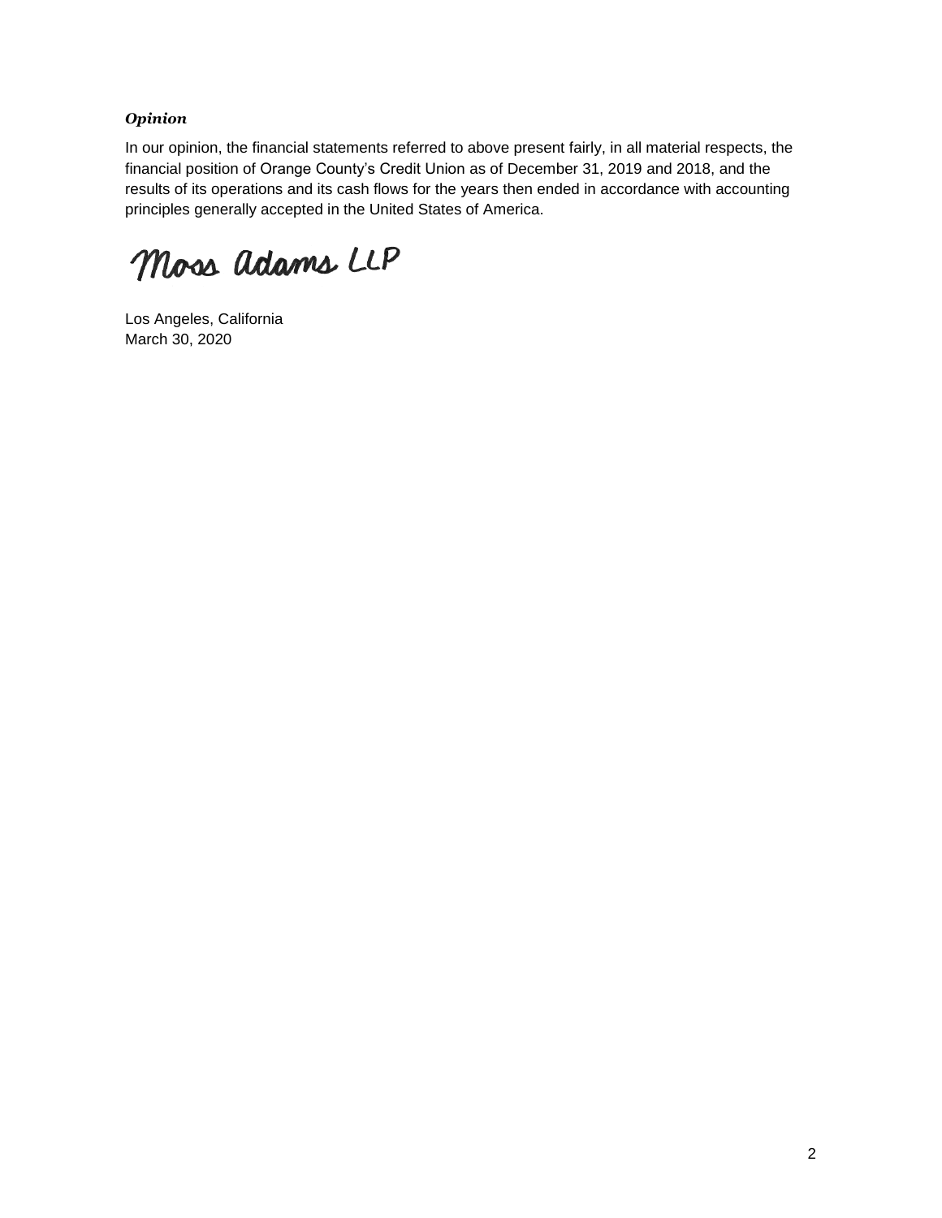### *Opinion*

In our opinion, the financial statements referred to above present fairly, in all material respects, the financial position of Orange County's Credit Union as of December 31, 2019 and 2018, and the results of its operations and its cash flows for the years then ended in accordance with accounting principles generally accepted in the United States of America.

Moss Adams LLP

Los Angeles, California
March 30, 2020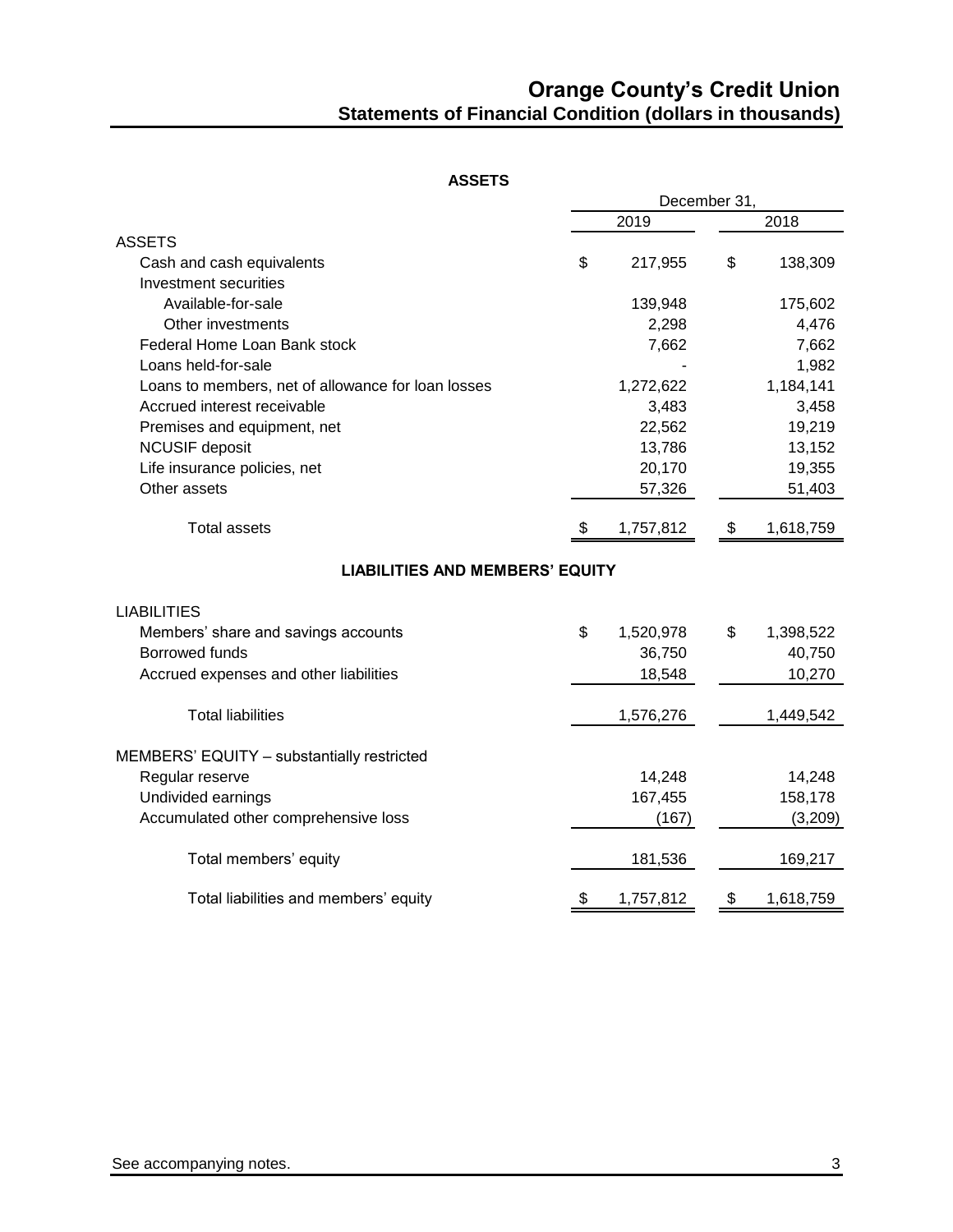# Orange County's Credit Union

## Statements of Financial Condition (dollars in thousands)

### ASSETS

| | December 31, | |
|---|---|---|
| | 2019 | 2018 |
| **ASSETS** | | |
| Cash and cash equivalents | $ 217,955 | $ 138,309 |
| Investment securities | | |
| Available-for-sale | 139,948 | 175,602 |
| Other investments | 2,298 | 4,476 |
| Federal Home Loan Bank stock | 7,662 | 7,662 |
| Loans held-for-sale | - | 1,982 |
| Loans to members, net of allowance for loan losses | 1,272,622 | 1,184,141 |
| Accrued interest receivable | 3,483 | 3,458 |
| Premises and equipment, net | 22,562 | 19,219 |
| NCUSIF deposit | 13,786 | 13,152 |
| Life insurance policies, net | 20,170 | 19,355 |
| Other assets | 57,326 | 51,403 |
| Total assets | $ 1,757,812 | $ 1,618,759 |

### LIABILITIES AND MEMBERS' EQUITY

| | 2019 | 2018 |
|---|---|---|
| **LIABILITIES** | | |
| Members' share and savings accounts | $ 1,520,978 | $ 1,398,522 |
| Borrowed funds | 36,750 | 40,750 |
| Accrued expenses and other liabilities | 18,548 | 10,270 |
| Total liabilities | 1,576,276 | 1,449,542 |
| **MEMBERS' EQUITY – substantially restricted** | | |
| Regular reserve | 14,248 | 14,248 |
| Undivided earnings | 167,455 | 158,178 |
| Accumulated other comprehensive loss | (167) | (3,209) |
| Total members' equity | 181,536 | 169,217 |
| Total liabilities and members' equity | $ 1,757,812 | $ 1,618,759 |

See accompanying notes.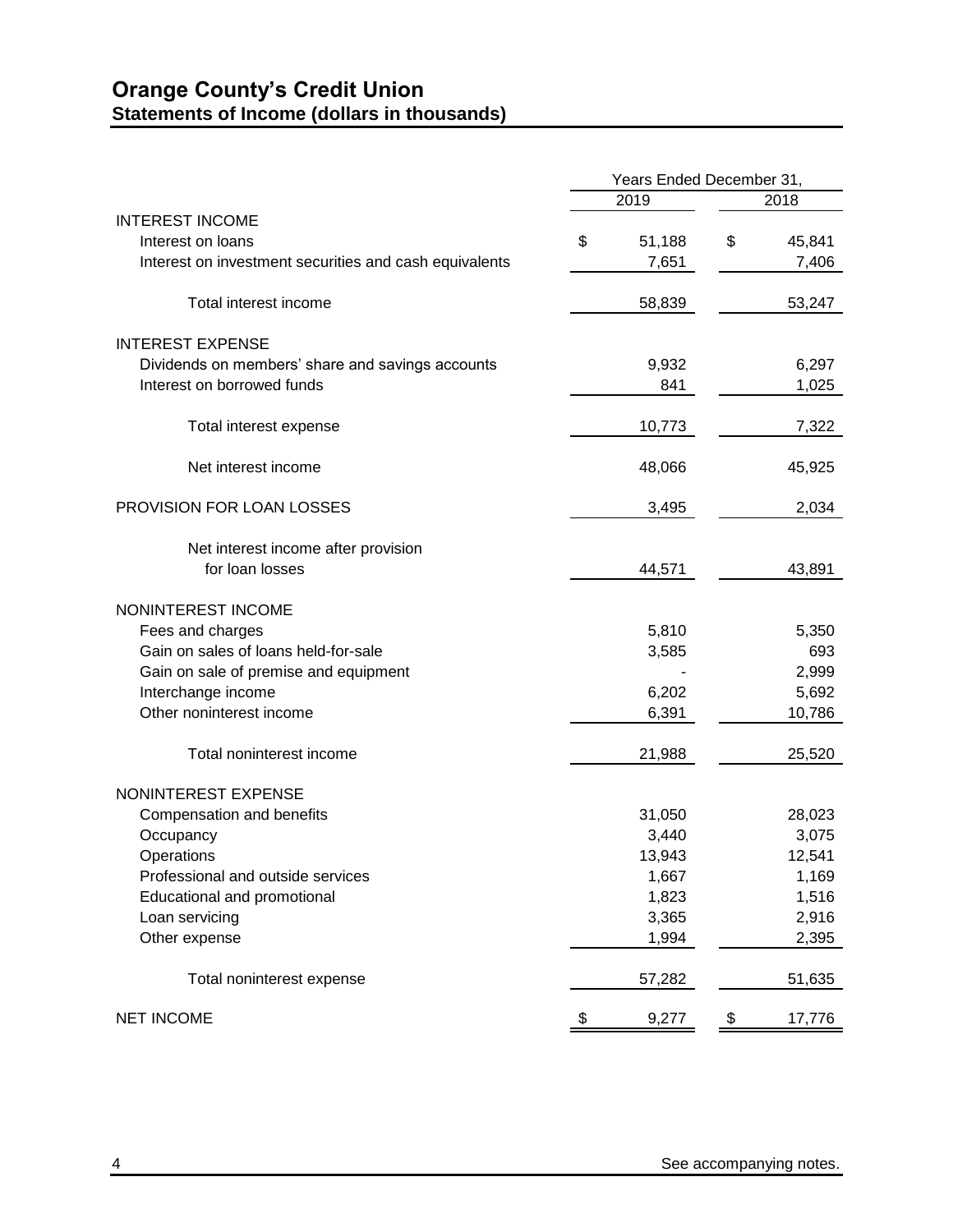# Orange County's Credit Union

## Statements of Income (dollars in thousands)

| | Years Ended December 31, | |
|---|---|---|
| | 2019 | 2018 |
| INTEREST INCOME | | |
| Interest on loans | $ 51,188 | $ 45,841 |
| Interest on investment securities and cash equivalents | 7,651 | 7,406 |
| Total interest income | 58,839 | 53,247 |
| INTEREST EXPENSE | | |
| Dividends on members' share and savings accounts | 9,932 | 6,297 |
| Interest on borrowed funds | 841 | 1,025 |
| Total interest expense | 10,773 | 7,322 |
| Net interest income | 48,066 | 45,925 |
| PROVISION FOR LOAN LOSSES | 3,495 | 2,034 |
| Net interest income after provision for loan losses | 44,571 | 43,891 |
| NONINTEREST INCOME | | |
| Fees and charges | 5,810 | 5,350 |
| Gain on sales of loans held-for-sale | 3,585 | 693 |
| Gain on sale of premise and equipment | - | 2,999 |
| Interchange income | 6,202 | 5,692 |
| Other noninterest income | 6,391 | 10,786 |
| Total noninterest income | 21,988 | 25,520 |
| NONINTEREST EXPENSE | | |
| Compensation and benefits | 31,050 | 28,023 |
| Occupancy | 3,440 | 3,075 |
| Operations | 13,943 | 12,541 |
| Professional and outside services | 1,667 | 1,169 |
| Educational and promotional | 1,823 | 1,516 |
| Loan servicing | 3,365 | 2,916 |
| Other expense | 1,994 | 2,395 |
| Total noninterest expense | 57,282 | 51,635 |
| NET INCOME | $ 9,277 | $ 17,776 |

See accompanying notes.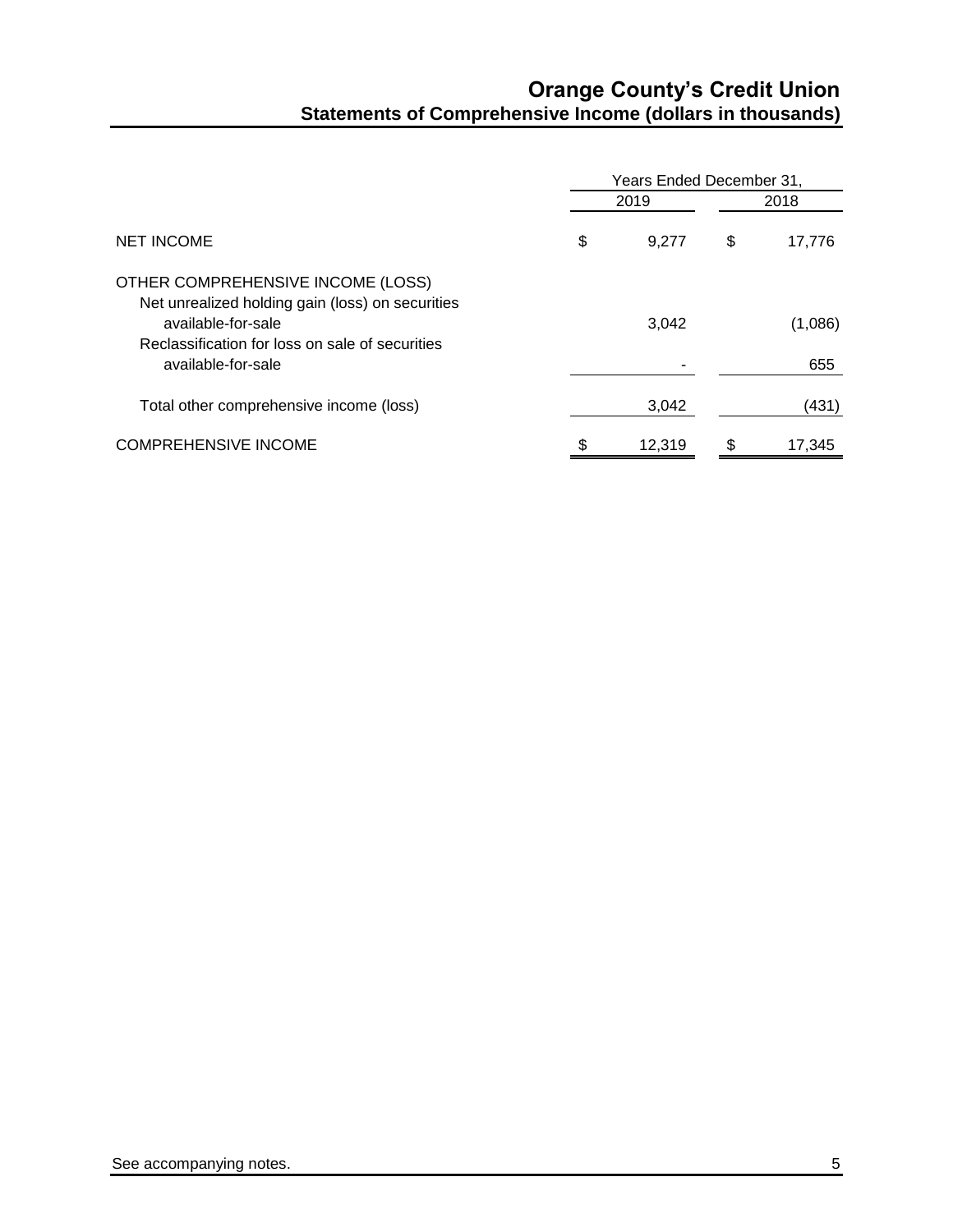# Orange County's Credit Union

## Statements of Comprehensive Income (dollars in thousands)

| | Years Ended December 31, | |
|---|---|---|
| | 2019 | 2018 |
| NET INCOME | $ 9,277 | $ 17,776 |
| OTHER COMPREHENSIVE INCOME (LOSS) | | |
| Net unrealized holding gain (loss) on securities available-for-sale | 3,042 | (1,086) |
| Reclassification for loss on sale of securities available-for-sale | - | 655 |
| Total other comprehensive income (loss) | 3,042 | (431) |
| COMPREHENSIVE INCOME | $ 12,319 | $ 17,345 |

See accompanying notes.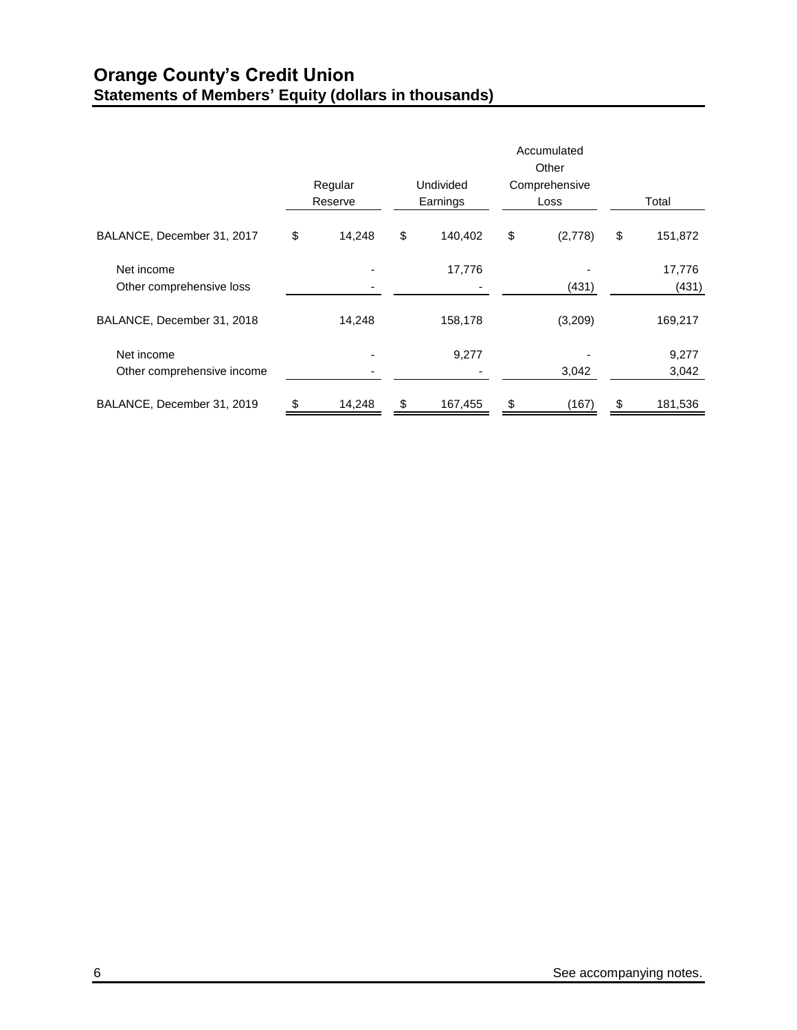# Orange County's Credit Union
## Statements of Members' Equity (dollars in thousands)

| | Regular Reserve | Undivided Earnings | Accumulated Other Comprehensive Loss | Total |
|---|---|---|---|---|
| BALANCE, December 31, 2017 | $ 14,248 | $ 140,402 | $ (2,778) | $ 151,872 |
| Net income | - | 17,776 | - | 17,776 |
| Other comprehensive loss | - | - | (431) | (431) |
| BALANCE, December 31, 2018 | 14,248 | 158,178 | (3,209) | 169,217 |
| Net income | - | 9,277 | - | 9,277 |
| Other comprehensive income | - | - | 3,042 | 3,042 |
| BALANCE, December 31, 2019 | $ 14,248 | $ 167,455 | $ (167) | $ 181,536 |

See accompanying notes.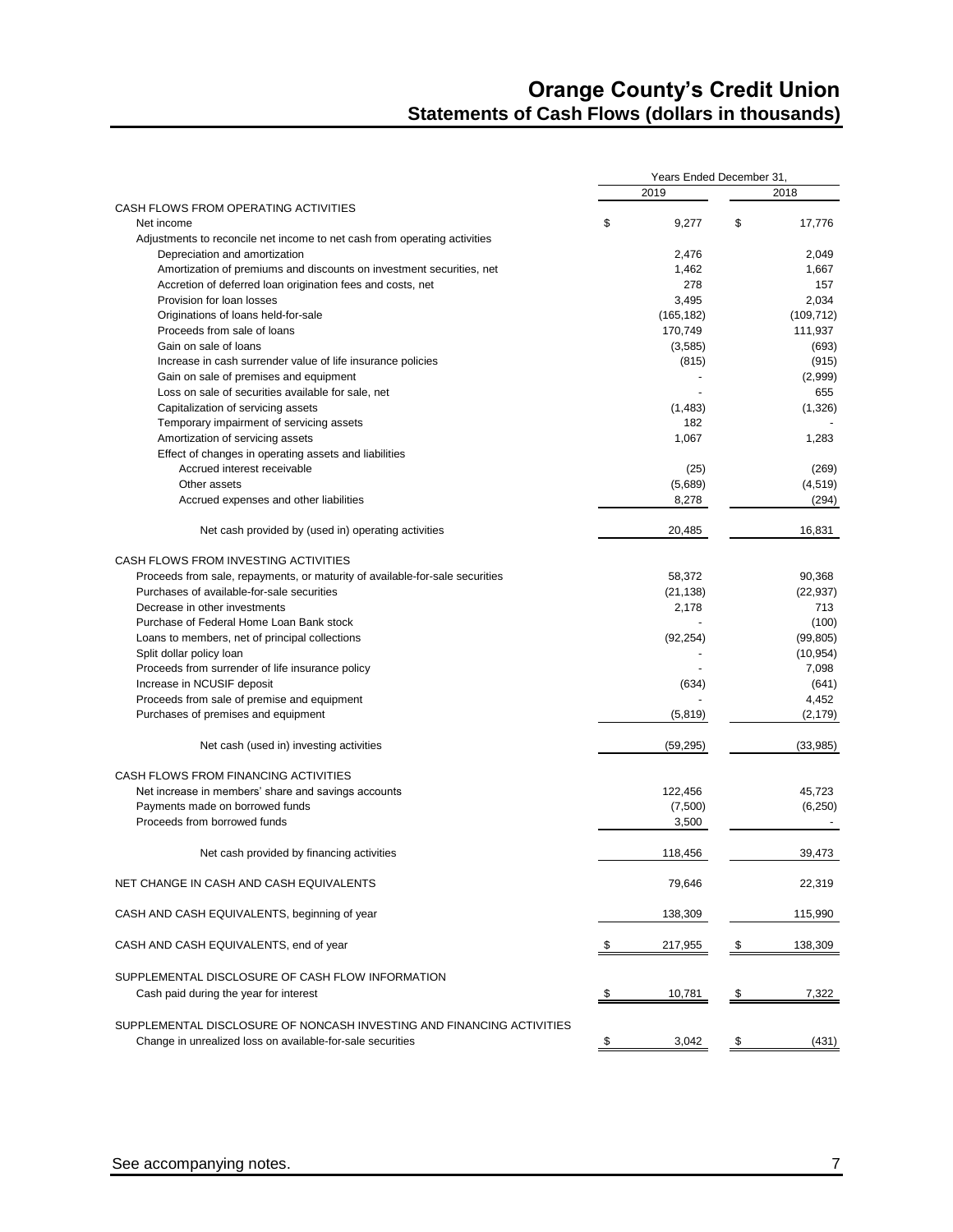# Orange County's Credit Union

## Statements of Cash Flows (dollars in thousands)

| | Years Ended December 31, | |
|---|---|---|
| | 2019 | 2018 |
| CASH FLOWS FROM OPERATING ACTIVITIES | | |
| Net income | $ 9,277 | $ 17,776 |
| Adjustments to reconcile net income to net cash from operating activities | | |
| Depreciation and amortization | 2,476 | 2,049 |
| Amortization of premiums and discounts on investment securities, net | 1,462 | 1,667 |
| Accretion of deferred loan origination fees and costs, net | 278 | 157 |
| Provision for loan losses | 3,495 | 2,034 |
| Originations of loans held-for-sale | (165,182) | (109,712) |
| Proceeds from sale of loans | 170,749 | 111,937 |
| Gain on sale of loans | (3,585) | (693) |
| Increase in cash surrender value of life insurance policies | (815) | (915) |
| Gain on sale of premises and equipment | - | (2,999) |
| Loss on sale of securities available for sale, net | - | 655 |
| Capitalization of servicing assets | (1,483) | (1,326) |
| Temporary impairment of servicing assets | 182 | - |
| Amortization of servicing assets | 1,067 | 1,283 |
| Effect of changes in operating assets and liabilities | | |
| Accrued interest receivable | (25) | (269) |
| Other assets | (5,689) | (4,519) |
| Accrued expenses and other liabilities | 8,278 | (294) |
| Net cash provided by (used in) operating activities | 20,485 | 16,831 |
| CASH FLOWS FROM INVESTING ACTIVITIES | | |
| Proceeds from sale, repayments, or maturity of available-for-sale securities | 58,372 | 90,368 |
| Purchases of available-for-sale securities | (21,138) | (22,937) |
| Decrease in other investments | 2,178 | 713 |
| Purchase of Federal Home Loan Bank stock | - | (100) |
| Loans to members, net of principal collections | (92,254) | (99,805) |
| Split dollar policy loan | - | (10,954) |
| Proceeds from surrender of life insurance policy | - | 7,098 |
| Increase in NCUSIF deposit | (634) | (641) |
| Proceeds from sale of premise and equipment | - | 4,452 |
| Purchases of premises and equipment | (5,819) | (2,179) |
| Net cash (used in) investing activities | (59,295) | (33,985) |
| CASH FLOWS FROM FINANCING ACTIVITIES | | |
| Net increase in members' share and savings accounts | 122,456 | 45,723 |
| Payments made on borrowed funds | (7,500) | (6,250) |
| Proceeds from borrowed funds | 3,500 | - |
| Net cash provided by financing activities | 118,456 | 39,473 |
| NET CHANGE IN CASH AND CASH EQUIVALENTS | 79,646 | 22,319 |
| CASH AND CASH EQUIVALENTS, beginning of year | 138,309 | 115,990 |
| CASH AND CASH EQUIVALENTS, end of year | $ 217,955 | $ 138,309 |
| SUPPLEMENTAL DISCLOSURE OF CASH FLOW INFORMATION | | |
| Cash paid during the year for interest | $ 10,781 | $ 7,322 |
| SUPPLEMENTAL DISCLOSURE OF NONCASH INVESTING AND FINANCING ACTIVITIES | | |
| Change in unrealized loss on available-for-sale securities | $ 3,042 | $ (431) |

See accompanying notes.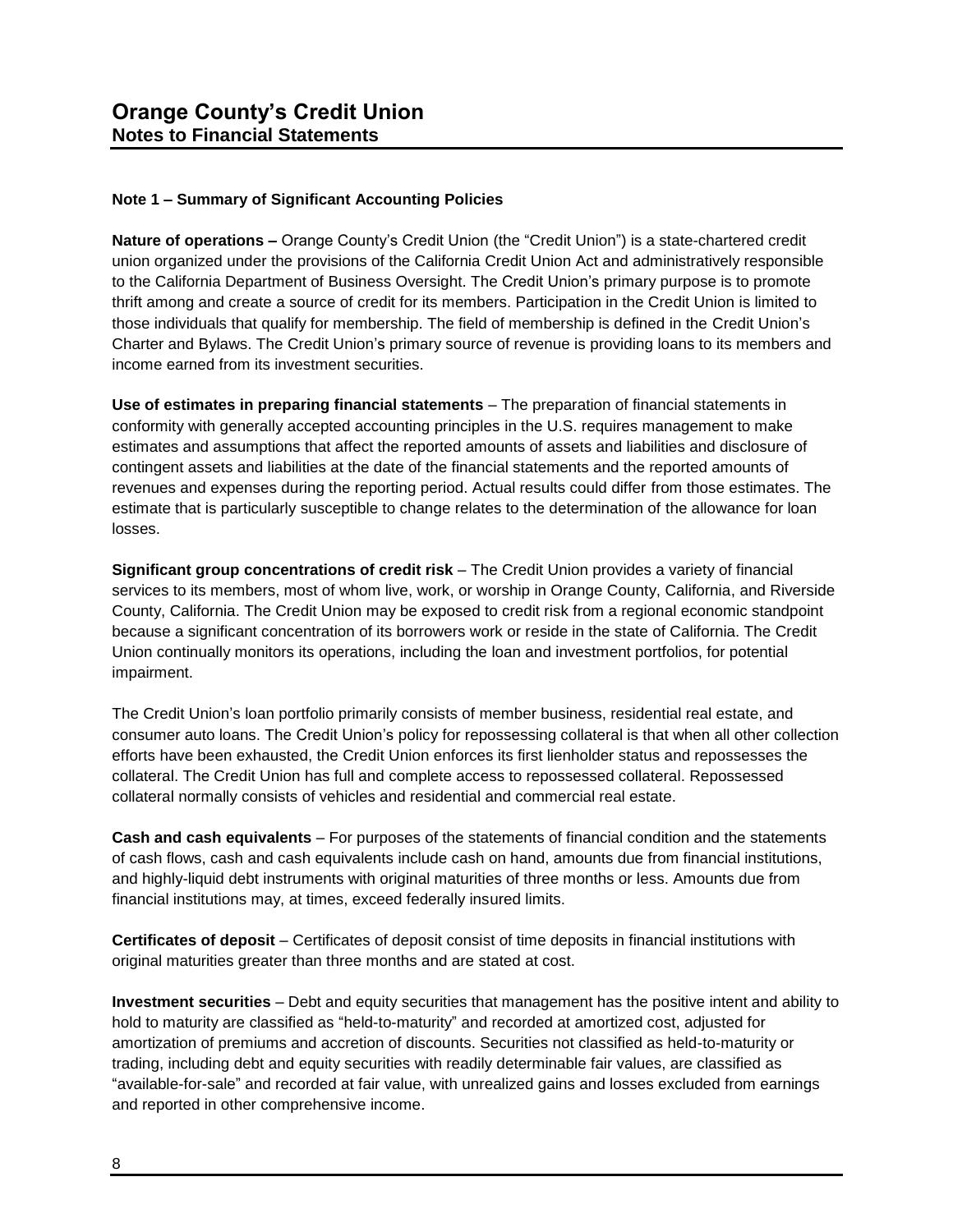# Orange County's Credit Union
## Notes to Financial Statements

### Note 1 – Summary of Significant Accounting Policies

**Nature of operations –** Orange County's Credit Union (the "Credit Union") is a state-chartered credit union organized under the provisions of the California Credit Union Act and administratively responsible to the California Department of Business Oversight. The Credit Union's primary purpose is to promote thrift among and create a source of credit for its members. Participation in the Credit Union is limited to those individuals that qualify for membership. The field of membership is defined in the Credit Union's Charter and Bylaws. The Credit Union's primary source of revenue is providing loans to its members and income earned from its investment securities.

**Use of estimates in preparing financial statements** – The preparation of financial statements in conformity with generally accepted accounting principles in the U.S. requires management to make estimates and assumptions that affect the reported amounts of assets and liabilities and disclosure of contingent assets and liabilities at the date of the financial statements and the reported amounts of revenues and expenses during the reporting period. Actual results could differ from those estimates. The estimate that is particularly susceptible to change relates to the determination of the allowance for loan losses.

**Significant group concentrations of credit risk** – The Credit Union provides a variety of financial services to its members, most of whom live, work, or worship in Orange County, California, and Riverside County, California. The Credit Union may be exposed to credit risk from a regional economic standpoint because a significant concentration of its borrowers work or reside in the state of California. The Credit Union continually monitors its operations, including the loan and investment portfolios, for potential impairment.

The Credit Union's loan portfolio primarily consists of member business, residential real estate, and consumer auto loans. The Credit Union's policy for repossessing collateral is that when all other collection efforts have been exhausted, the Credit Union enforces its first lienholder status and repossesses the collateral. The Credit Union has full and complete access to repossessed collateral. Repossessed collateral normally consists of vehicles and residential and commercial real estate.

**Cash and cash equivalents** – For purposes of the statements of financial condition and the statements of cash flows, cash and cash equivalents include cash on hand, amounts due from financial institutions, and highly-liquid debt instruments with original maturities of three months or less. Amounts due from financial institutions may, at times, exceed federally insured limits.

**Certificates of deposit** – Certificates of deposit consist of time deposits in financial institutions with original maturities greater than three months and are stated at cost.

**Investment securities** – Debt and equity securities that management has the positive intent and ability to hold to maturity are classified as "held-to-maturity" and recorded at amortized cost, adjusted for amortization of premiums and accretion of discounts. Securities not classified as held-to-maturity or trading, including debt and equity securities with readily determinable fair values, are classified as "available-for-sale" and recorded at fair value, with unrealized gains and losses excluded from earnings and reported in other comprehensive income.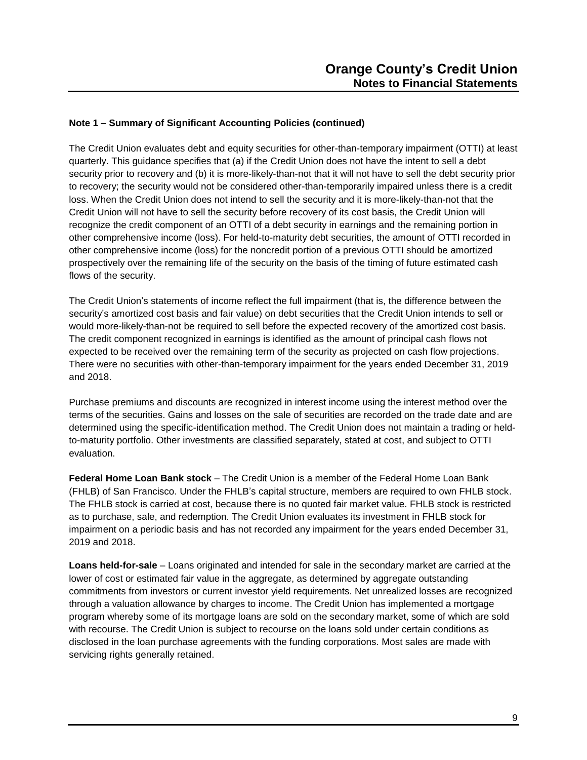**Note 1 – Summary of Significant Accounting Policies (continued)**

The Credit Union evaluates debt and equity securities for other-than-temporary impairment (OTTI) at least quarterly. This guidance specifies that (a) if the Credit Union does not have the intent to sell a debt security prior to recovery and (b) it is more-likely-than-not that it will not have to sell the debt security prior to recovery; the security would not be considered other-than-temporarily impaired unless there is a credit loss. When the Credit Union does not intend to sell the security and it is more-likely-than-not that the Credit Union will not have to sell the security before recovery of its cost basis, the Credit Union will recognize the credit component of an OTTI of a debt security in earnings and the remaining portion in other comprehensive income (loss). For held-to-maturity debt securities, the amount of OTTI recorded in other comprehensive income (loss) for the noncredit portion of a previous OTTI should be amortized prospectively over the remaining life of the security on the basis of the timing of future estimated cash flows of the security.

The Credit Union's statements of income reflect the full impairment (that is, the difference between the security's amortized cost basis and fair value) on debt securities that the Credit Union intends to sell or would more-likely-than-not be required to sell before the expected recovery of the amortized cost basis. The credit component recognized in earnings is identified as the amount of principal cash flows not expected to be received over the remaining term of the security as projected on cash flow projections. There were no securities with other-than-temporary impairment for the years ended December 31, 2019 and 2018.

Purchase premiums and discounts are recognized in interest income using the interest method over the terms of the securities. Gains and losses on the sale of securities are recorded on the trade date and are determined using the specific-identification method. The Credit Union does not maintain a trading or held-to-maturity portfolio. Other investments are classified separately, stated at cost, and subject to OTTI evaluation.

**Federal Home Loan Bank stock** – The Credit Union is a member of the Federal Home Loan Bank (FHLB) of San Francisco. Under the FHLB's capital structure, members are required to own FHLB stock. The FHLB stock is carried at cost, because there is no quoted fair market value. FHLB stock is restricted as to purchase, sale, and redemption. The Credit Union evaluates its investment in FHLB stock for impairment on a periodic basis and has not recorded any impairment for the years ended December 31, 2019 and 2018.

**Loans held-for-sale** – Loans originated and intended for sale in the secondary market are carried at the lower of cost or estimated fair value in the aggregate, as determined by aggregate outstanding commitments from investors or current investor yield requirements. Net unrealized losses are recognized through a valuation allowance by charges to income. The Credit Union has implemented a mortgage program whereby some of its mortgage loans are sold on the secondary market, some of which are sold with recourse. The Credit Union is subject to recourse on the loans sold under certain conditions as disclosed in the loan purchase agreements with the funding corporations. Most sales are made with servicing rights generally retained.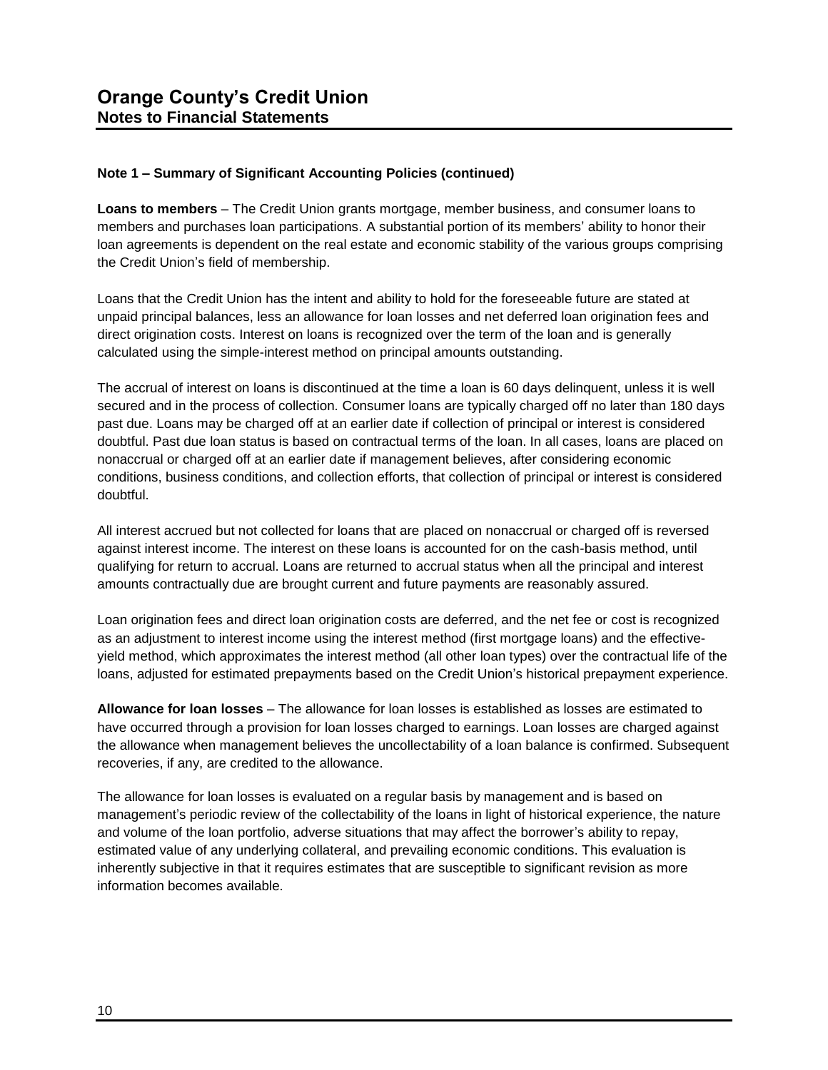## Note 1 – Summary of Significant Accounting Policies (continued)

**Loans to members** – The Credit Union grants mortgage, member business, and consumer loans to members and purchases loan participations. A substantial portion of its members' ability to honor their loan agreements is dependent on the real estate and economic stability of the various groups comprising the Credit Union's field of membership.

Loans that the Credit Union has the intent and ability to hold for the foreseeable future are stated at unpaid principal balances, less an allowance for loan losses and net deferred loan origination fees and direct origination costs. Interest on loans is recognized over the term of the loan and is generally calculated using the simple-interest method on principal amounts outstanding.

The accrual of interest on loans is discontinued at the time a loan is 60 days delinquent, unless it is well secured and in the process of collection. Consumer loans are typically charged off no later than 180 days past due. Loans may be charged off at an earlier date if collection of principal or interest is considered doubtful. Past due loan status is based on contractual terms of the loan. In all cases, loans are placed on nonaccrual or charged off at an earlier date if management believes, after considering economic conditions, business conditions, and collection efforts, that collection of principal or interest is considered doubtful.

All interest accrued but not collected for loans that are placed on nonaccrual or charged off is reversed against interest income. The interest on these loans is accounted for on the cash-basis method, until qualifying for return to accrual. Loans are returned to accrual status when all the principal and interest amounts contractually due are brought current and future payments are reasonably assured.

Loan origination fees and direct loan origination costs are deferred, and the net fee or cost is recognized as an adjustment to interest income using the interest method (first mortgage loans) and the effective-yield method, which approximates the interest method (all other loan types) over the contractual life of the loans, adjusted for estimated prepayments based on the Credit Union's historical prepayment experience.

**Allowance for loan losses** – The allowance for loan losses is established as losses are estimated to have occurred through a provision for loan losses charged to earnings. Loan losses are charged against the allowance when management believes the uncollectability of a loan balance is confirmed. Subsequent recoveries, if any, are credited to the allowance.

The allowance for loan losses is evaluated on a regular basis by management and is based on management's periodic review of the collectability of the loans in light of historical experience, the nature and volume of the loan portfolio, adverse situations that may affect the borrower's ability to repay, estimated value of any underlying collateral, and prevailing economic conditions. This evaluation is inherently subjective in that it requires estimates that are susceptible to significant revision as more information becomes available.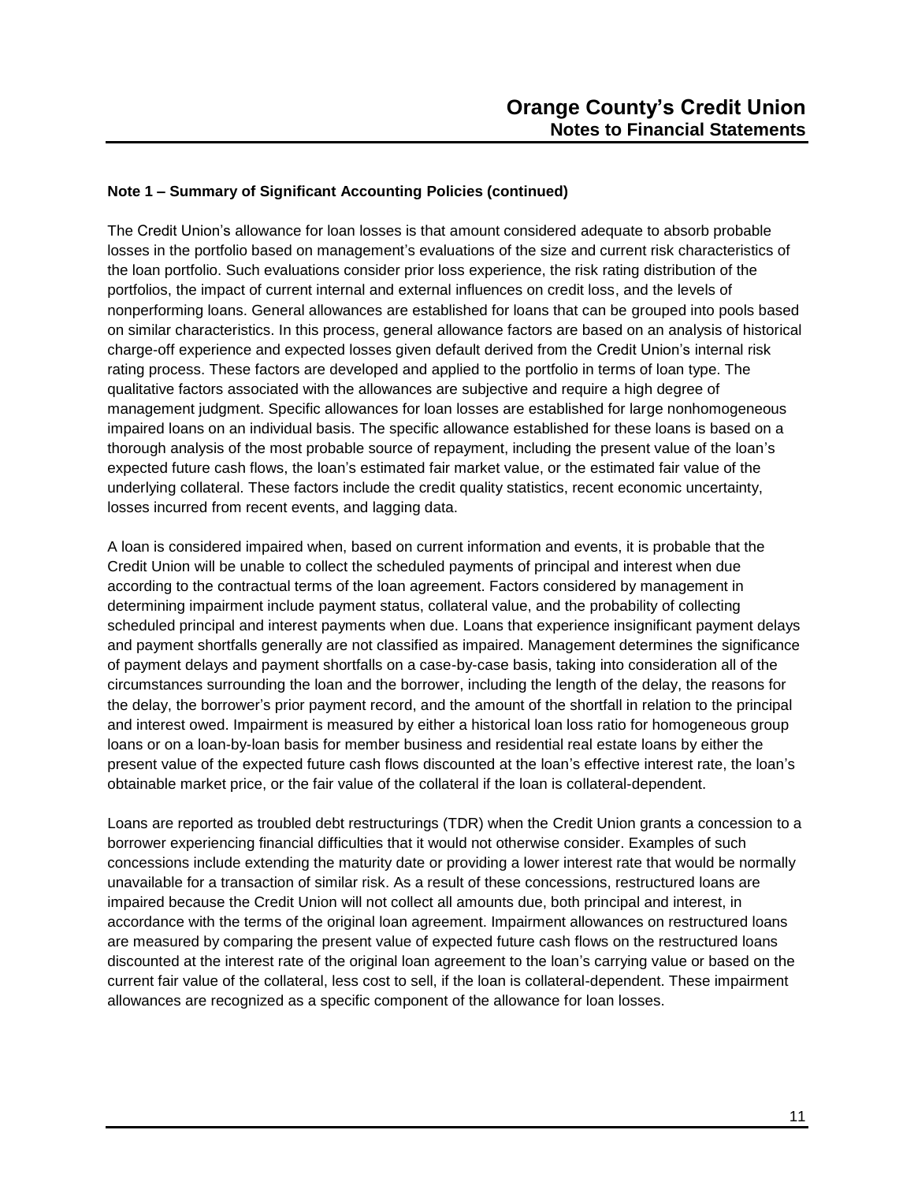**Note 1 – Summary of Significant Accounting Policies (continued)**

The Credit Union's allowance for loan losses is that amount considered adequate to absorb probable losses in the portfolio based on management's evaluations of the size and current risk characteristics of the loan portfolio. Such evaluations consider prior loss experience, the risk rating distribution of the portfolios, the impact of current internal and external influences on credit loss, and the levels of nonperforming loans. General allowances are established for loans that can be grouped into pools based on similar characteristics. In this process, general allowance factors are based on an analysis of historical charge-off experience and expected losses given default derived from the Credit Union's internal risk rating process. These factors are developed and applied to the portfolio in terms of loan type. The qualitative factors associated with the allowances are subjective and require a high degree of management judgment. Specific allowances for loan losses are established for large nonhomogeneous impaired loans on an individual basis. The specific allowance established for these loans is based on a thorough analysis of the most probable source of repayment, including the present value of the loan's expected future cash flows, the loan's estimated fair market value, or the estimated fair value of the underlying collateral. These factors include the credit quality statistics, recent economic uncertainty, losses incurred from recent events, and lagging data.

A loan is considered impaired when, based on current information and events, it is probable that the Credit Union will be unable to collect the scheduled payments of principal and interest when due according to the contractual terms of the loan agreement. Factors considered by management in determining impairment include payment status, collateral value, and the probability of collecting scheduled principal and interest payments when due. Loans that experience insignificant payment delays and payment shortfalls generally are not classified as impaired. Management determines the significance of payment delays and payment shortfalls on a case-by-case basis, taking into consideration all of the circumstances surrounding the loan and the borrower, including the length of the delay, the reasons for the delay, the borrower's prior payment record, and the amount of the shortfall in relation to the principal and interest owed. Impairment is measured by either a historical loan loss ratio for homogeneous group loans or on a loan-by-loan basis for member business and residential real estate loans by either the present value of the expected future cash flows discounted at the loan's effective interest rate, the loan's obtainable market price, or the fair value of the collateral if the loan is collateral-dependent.

Loans are reported as troubled debt restructurings (TDR) when the Credit Union grants a concession to a borrower experiencing financial difficulties that it would not otherwise consider. Examples of such concessions include extending the maturity date or providing a lower interest rate that would be normally unavailable for a transaction of similar risk. As a result of these concessions, restructured loans are impaired because the Credit Union will not collect all amounts due, both principal and interest, in accordance with the terms of the original loan agreement. Impairment allowances on restructured loans are measured by comparing the present value of expected future cash flows on the restructured loans discounted at the interest rate of the original loan agreement to the loan's carrying value or based on the current fair value of the collateral, less cost to sell, if the loan is collateral-dependent. These impairment allowances are recognized as a specific component of the allowance for loan losses.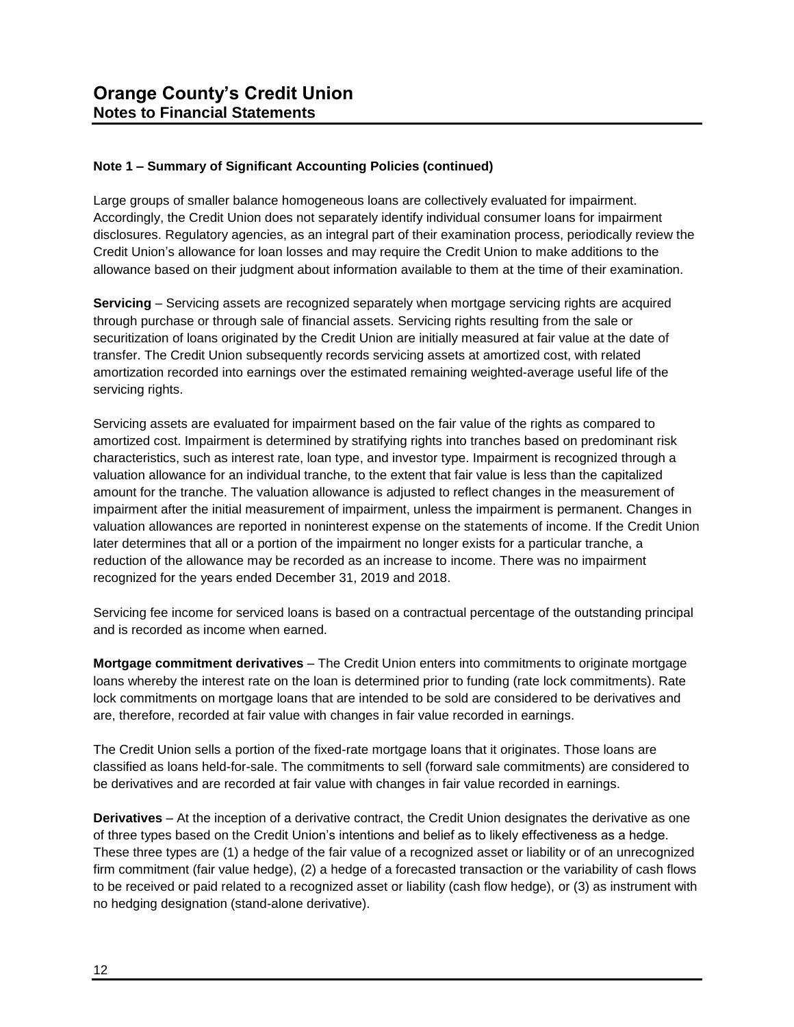## Note 1 – Summary of Significant Accounting Policies (continued)

Large groups of smaller balance homogeneous loans are collectively evaluated for impairment. Accordingly, the Credit Union does not separately identify individual consumer loans for impairment disclosures. Regulatory agencies, as an integral part of their examination process, periodically review the Credit Union's allowance for loan losses and may require the Credit Union to make additions to the allowance based on their judgment about information available to them at the time of their examination.

**Servicing** – Servicing assets are recognized separately when mortgage servicing rights are acquired through purchase or through sale of financial assets. Servicing rights resulting from the sale or securitization of loans originated by the Credit Union are initially measured at fair value at the date of transfer. The Credit Union subsequently records servicing assets at amortized cost, with related amortization recorded into earnings over the estimated remaining weighted-average useful life of the servicing rights.

Servicing assets are evaluated for impairment based on the fair value of the rights as compared to amortized cost. Impairment is determined by stratifying rights into tranches based on predominant risk characteristics, such as interest rate, loan type, and investor type. Impairment is recognized through a valuation allowance for an individual tranche, to the extent that fair value is less than the capitalized amount for the tranche. The valuation allowance is adjusted to reflect changes in the measurement of impairment after the initial measurement of impairment, unless the impairment is permanent. Changes in valuation allowances are reported in noninterest expense on the statements of income. If the Credit Union later determines that all or a portion of the impairment no longer exists for a particular tranche, a reduction of the allowance may be recorded as an increase to income. There was no impairment recognized for the years ended December 31, 2019 and 2018.

Servicing fee income for serviced loans is based on a contractual percentage of the outstanding principal and is recorded as income when earned.

**Mortgage commitment derivatives** – The Credit Union enters into commitments to originate mortgage loans whereby the interest rate on the loan is determined prior to funding (rate lock commitments). Rate lock commitments on mortgage loans that are intended to be sold are considered to be derivatives and are, therefore, recorded at fair value with changes in fair value recorded in earnings.

The Credit Union sells a portion of the fixed-rate mortgage loans that it originates. Those loans are classified as loans held-for-sale. The commitments to sell (forward sale commitments) are considered to be derivatives and are recorded at fair value with changes in fair value recorded in earnings.

**Derivatives** – At the inception of a derivative contract, the Credit Union designates the derivative as one of three types based on the Credit Union's intentions and belief as to likely effectiveness as a hedge. These three types are (1) a hedge of the fair value of a recognized asset or liability or of an unrecognized firm commitment (fair value hedge), (2) a hedge of a forecasted transaction or the variability of cash flows to be received or paid related to a recognized asset or liability (cash flow hedge), or (3) as instrument with no hedging designation (stand-alone derivative).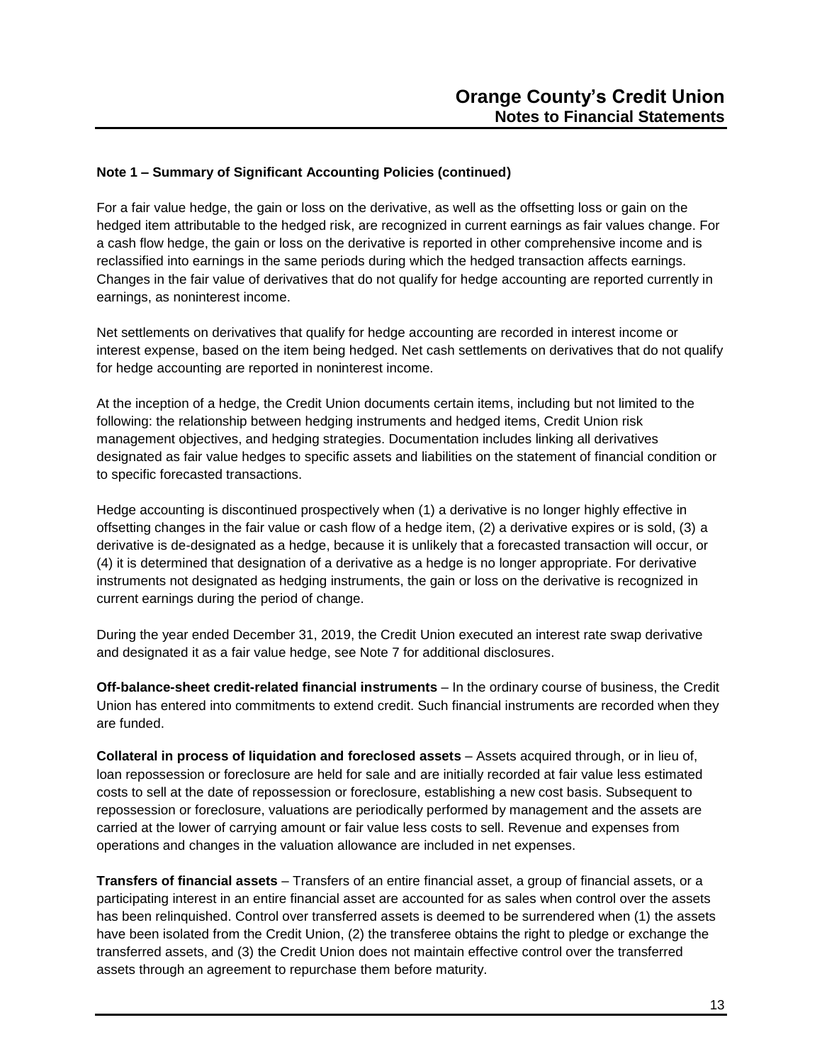## Note 1 – Summary of Significant Accounting Policies (continued)

For a fair value hedge, the gain or loss on the derivative, as well as the offsetting loss or gain on the hedged item attributable to the hedged risk, are recognized in current earnings as fair values change. For a cash flow hedge, the gain or loss on the derivative is reported in other comprehensive income and is reclassified into earnings in the same periods during which the hedged transaction affects earnings. Changes in the fair value of derivatives that do not qualify for hedge accounting are reported currently in earnings, as noninterest income.

Net settlements on derivatives that qualify for hedge accounting are recorded in interest income or interest expense, based on the item being hedged. Net cash settlements on derivatives that do not qualify for hedge accounting are reported in noninterest income.

At the inception of a hedge, the Credit Union documents certain items, including but not limited to the following: the relationship between hedging instruments and hedged items, Credit Union risk management objectives, and hedging strategies. Documentation includes linking all derivatives designated as fair value hedges to specific assets and liabilities on the statement of financial condition or to specific forecasted transactions.

Hedge accounting is discontinued prospectively when (1) a derivative is no longer highly effective in offsetting changes in the fair value or cash flow of a hedge item, (2) a derivative expires or is sold, (3) a derivative is de-designated as a hedge, because it is unlikely that a forecasted transaction will occur, or (4) it is determined that designation of a derivative as a hedge is no longer appropriate. For derivative instruments not designated as hedging instruments, the gain or loss on the derivative is recognized in current earnings during the period of change.

During the year ended December 31, 2019, the Credit Union executed an interest rate swap derivative and designated it as a fair value hedge, see Note 7 for additional disclosures.

**Off-balance-sheet credit-related financial instruments** – In the ordinary course of business, the Credit Union has entered into commitments to extend credit. Such financial instruments are recorded when they are funded.

**Collateral in process of liquidation and foreclosed assets** – Assets acquired through, or in lieu of, loan repossession or foreclosure are held for sale and are initially recorded at fair value less estimated costs to sell at the date of repossession or foreclosure, establishing a new cost basis. Subsequent to repossession or foreclosure, valuations are periodically performed by management and the assets are carried at the lower of carrying amount or fair value less costs to sell. Revenue and expenses from operations and changes in the valuation allowance are included in net expenses.

**Transfers of financial assets** – Transfers of an entire financial asset, a group of financial assets, or a participating interest in an entire financial asset are accounted for as sales when control over the assets has been relinquished. Control over transferred assets is deemed to be surrendered when (1) the assets have been isolated from the Credit Union, (2) the transferee obtains the right to pledge or exchange the transferred assets, and (3) the Credit Union does not maintain effective control over the transferred assets through an agreement to repurchase them before maturity.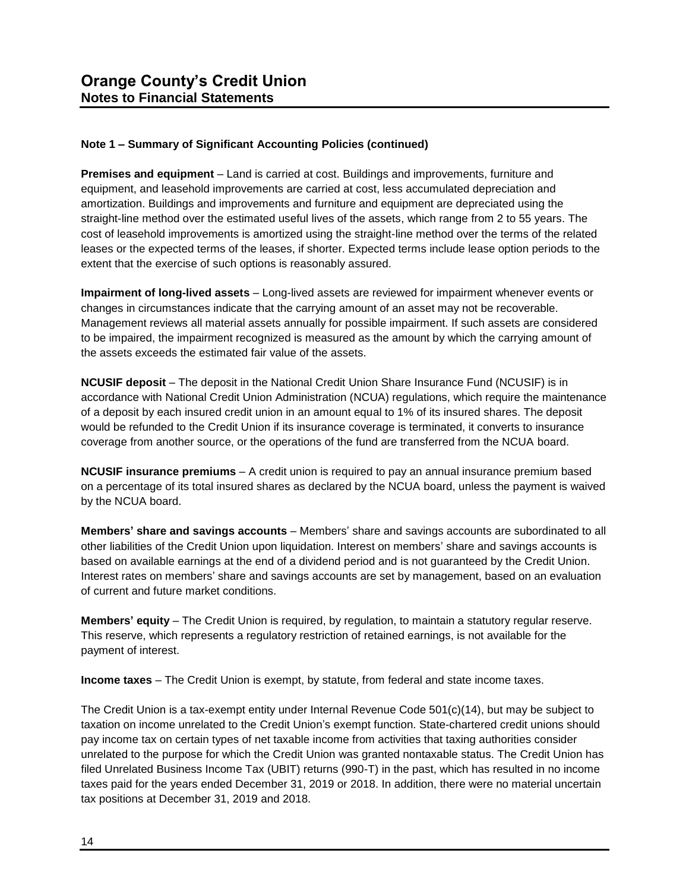# Orange County's Credit Union
## Notes to Financial Statements

### Note 1 – Summary of Significant Accounting Policies (continued)

**Premises and equipment** – Land is carried at cost. Buildings and improvements, furniture and equipment, and leasehold improvements are carried at cost, less accumulated depreciation and amortization. Buildings and improvements and furniture and equipment are depreciated using the straight-line method over the estimated useful lives of the assets, which range from 2 to 55 years. The cost of leasehold improvements is amortized using the straight-line method over the terms of the related leases or the expected terms of the leases, if shorter. Expected terms include lease option periods to the extent that the exercise of such options is reasonably assured.

**Impairment of long-lived assets** – Long-lived assets are reviewed for impairment whenever events or changes in circumstances indicate that the carrying amount of an asset may not be recoverable. Management reviews all material assets annually for possible impairment. If such assets are considered to be impaired, the impairment recognized is measured as the amount by which the carrying amount of the assets exceeds the estimated fair value of the assets.

**NCUSIF deposit** – The deposit in the National Credit Union Share Insurance Fund (NCUSIF) is in accordance with National Credit Union Administration (NCUA) regulations, which require the maintenance of a deposit by each insured credit union in an amount equal to 1% of its insured shares. The deposit would be refunded to the Credit Union if its insurance coverage is terminated, it converts to insurance coverage from another source, or the operations of the fund are transferred from the NCUA board.

**NCUSIF insurance premiums** – A credit union is required to pay an annual insurance premium based on a percentage of its total insured shares as declared by the NCUA board, unless the payment is waived by the NCUA board.

**Members' share and savings accounts** – Members' share and savings accounts are subordinated to all other liabilities of the Credit Union upon liquidation. Interest on members' share and savings accounts is based on available earnings at the end of a dividend period and is not guaranteed by the Credit Union. Interest rates on members' share and savings accounts are set by management, based on an evaluation of current and future market conditions.

**Members' equity** – The Credit Union is required, by regulation, to maintain a statutory regular reserve. This reserve, which represents a regulatory restriction of retained earnings, is not available for the payment of interest.

**Income taxes** – The Credit Union is exempt, by statute, from federal and state income taxes.

The Credit Union is a tax-exempt entity under Internal Revenue Code 501(c)(14), but may be subject to taxation on income unrelated to the Credit Union's exempt function. State-chartered credit unions should pay income tax on certain types of net taxable income from activities that taxing authorities consider unrelated to the purpose for which the Credit Union was granted nontaxable status. The Credit Union has filed Unrelated Business Income Tax (UBIT) returns (990-T) in the past, which has resulted in no income taxes paid for the years ended December 31, 2019 or 2018. In addition, there were no material uncertain tax positions at December 31, 2019 and 2018.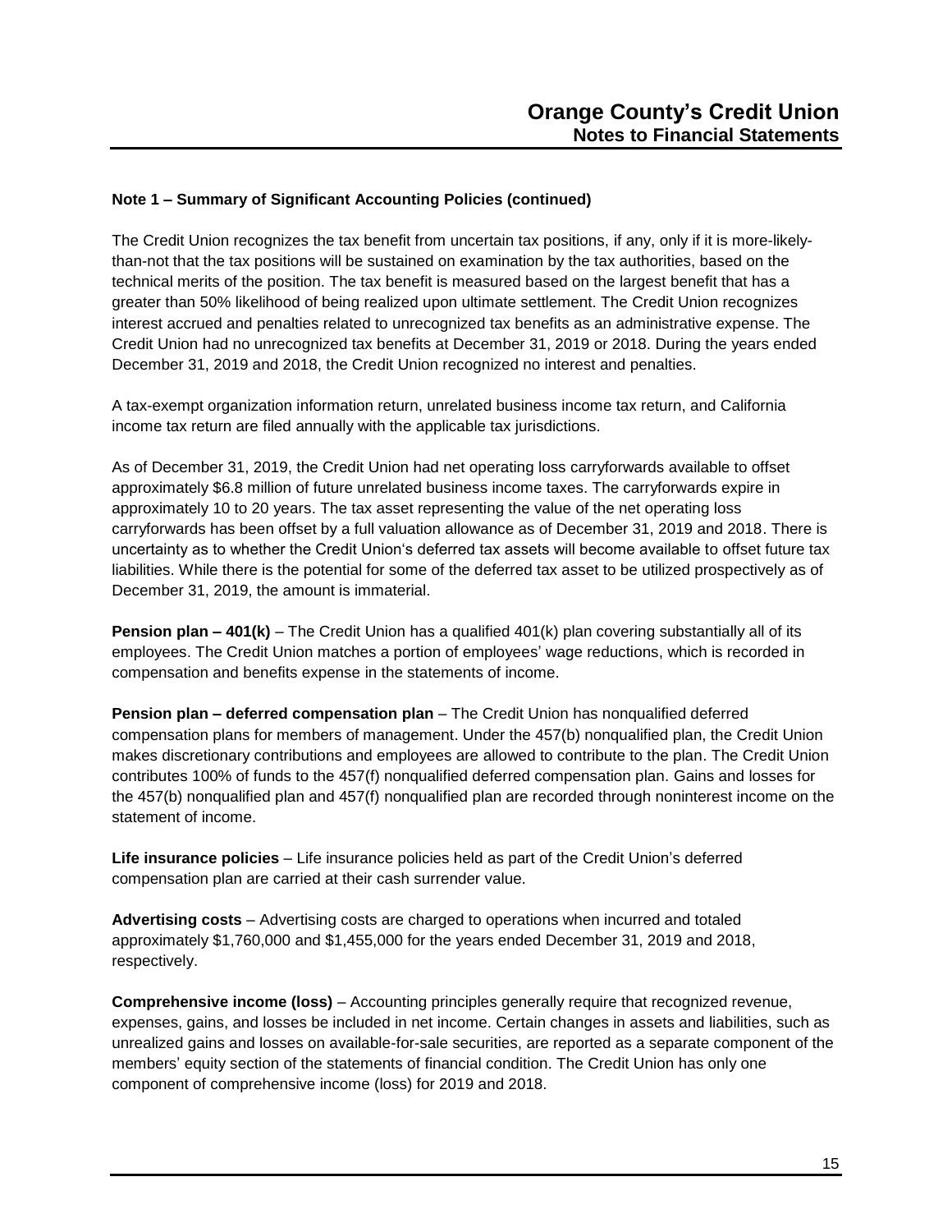## Note 1 – Summary of Significant Accounting Policies (continued)

The Credit Union recognizes the tax benefit from uncertain tax positions, if any, only if it is more-likely-than-not that the tax positions will be sustained on examination by the tax authorities, based on the technical merits of the position. The tax benefit is measured based on the largest benefit that has a greater than 50% likelihood of being realized upon ultimate settlement. The Credit Union recognizes interest accrued and penalties related to unrecognized tax benefits as an administrative expense. The Credit Union had no unrecognized tax benefits at December 31, 2019 or 2018. During the years ended December 31, 2019 and 2018, the Credit Union recognized no interest and penalties.

A tax-exempt organization information return, unrelated business income tax return, and California income tax return are filed annually with the applicable tax jurisdictions.

As of December 31, 2019, the Credit Union had net operating loss carryforwards available to offset approximately $6.8 million of future unrelated business income taxes. The carryforwards expire in approximately 10 to 20 years. The tax asset representing the value of the net operating loss carryforwards has been offset by a full valuation allowance as of December 31, 2019 and 2018. There is uncertainty as to whether the Credit Union's deferred tax assets will become available to offset future tax liabilities. While there is the potential for some of the deferred tax asset to be utilized prospectively as of December 31, 2019, the amount is immaterial.

**Pension plan – 401(k)** – The Credit Union has a qualified 401(k) plan covering substantially all of its employees. The Credit Union matches a portion of employees' wage reductions, which is recorded in compensation and benefits expense in the statements of income.

**Pension plan – deferred compensation plan** – The Credit Union has nonqualified deferred compensation plans for members of management. Under the 457(b) nonqualified plan, the Credit Union makes discretionary contributions and employees are allowed to contribute to the plan. The Credit Union contributes 100% of funds to the 457(f) nonqualified deferred compensation plan. Gains and losses for the 457(b) nonqualified plan and 457(f) nonqualified plan are recorded through noninterest income on the statement of income.

**Life insurance policies** – Life insurance policies held as part of the Credit Union's deferred compensation plan are carried at their cash surrender value.

**Advertising costs** – Advertising costs are charged to operations when incurred and totaled approximately $1,760,000 and $1,455,000 for the years ended December 31, 2019 and 2018, respectively.

**Comprehensive income (loss)** – Accounting principles generally require that recognized revenue, expenses, gains, and losses be included in net income. Certain changes in assets and liabilities, such as unrealized gains and losses on available-for-sale securities, are reported as a separate component of the members' equity section of the statements of financial condition. The Credit Union has only one component of comprehensive income (loss) for 2019 and 2018.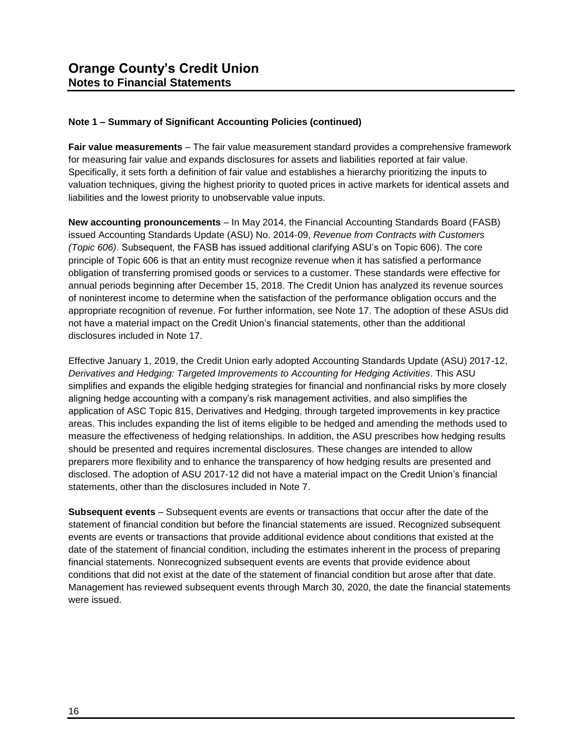# Orange County's Credit Union
## Notes to Financial Statements

### Note 1 – Summary of Significant Accounting Policies (continued)

**Fair value measurements** – The fair value measurement standard provides a comprehensive framework for measuring fair value and expands disclosures for assets and liabilities reported at fair value. Specifically, it sets forth a definition of fair value and establishes a hierarchy prioritizing the inputs to valuation techniques, giving the highest priority to quoted prices in active markets for identical assets and liabilities and the lowest priority to unobservable value inputs.

**New accounting pronouncements** – In May 2014, the Financial Accounting Standards Board (FASB) issued Accounting Standards Update (ASU) No. 2014-09, *Revenue from Contracts with Customers (Topic 606)*. Subsequent, the FASB has issued additional clarifying ASU's on Topic 606). The core principle of Topic 606 is that an entity must recognize revenue when it has satisfied a performance obligation of transferring promised goods or services to a customer. These standards were effective for annual periods beginning after December 15, 2018. The Credit Union has analyzed its revenue sources of noninterest income to determine when the satisfaction of the performance obligation occurs and the appropriate recognition of revenue. For further information, see Note 17. The adoption of these ASUs did not have a material impact on the Credit Union's financial statements, other than the additional disclosures included in Note 17.

Effective January 1, 2019, the Credit Union early adopted Accounting Standards Update (ASU) 2017-12, *Derivatives and Hedging: Targeted Improvements to Accounting for Hedging Activities*. This ASU simplifies and expands the eligible hedging strategies for financial and nonfinancial risks by more closely aligning hedge accounting with a company's risk management activities, and also simplifies the application of ASC Topic 815, Derivatives and Hedging, through targeted improvements in key practice areas. This includes expanding the list of items eligible to be hedged and amending the methods used to measure the effectiveness of hedging relationships. In addition, the ASU prescribes how hedging results should be presented and requires incremental disclosures. These changes are intended to allow preparers more flexibility and to enhance the transparency of how hedging results are presented and disclosed. The adoption of ASU 2017-12 did not have a material impact on the Credit Union's financial statements, other than the disclosures included in Note 7.

**Subsequent events** – Subsequent events are events or transactions that occur after the date of the statement of financial condition but before the financial statements are issued. Recognized subsequent events are events or transactions that provide additional evidence about conditions that existed at the date of the statement of financial condition, including the estimates inherent in the process of preparing financial statements. Nonrecognized subsequent events are events that provide evidence about conditions that did not exist at the date of the statement of financial condition but arose after that date. Management has reviewed subsequent events through March 30, 2020, the date the financial statements were issued.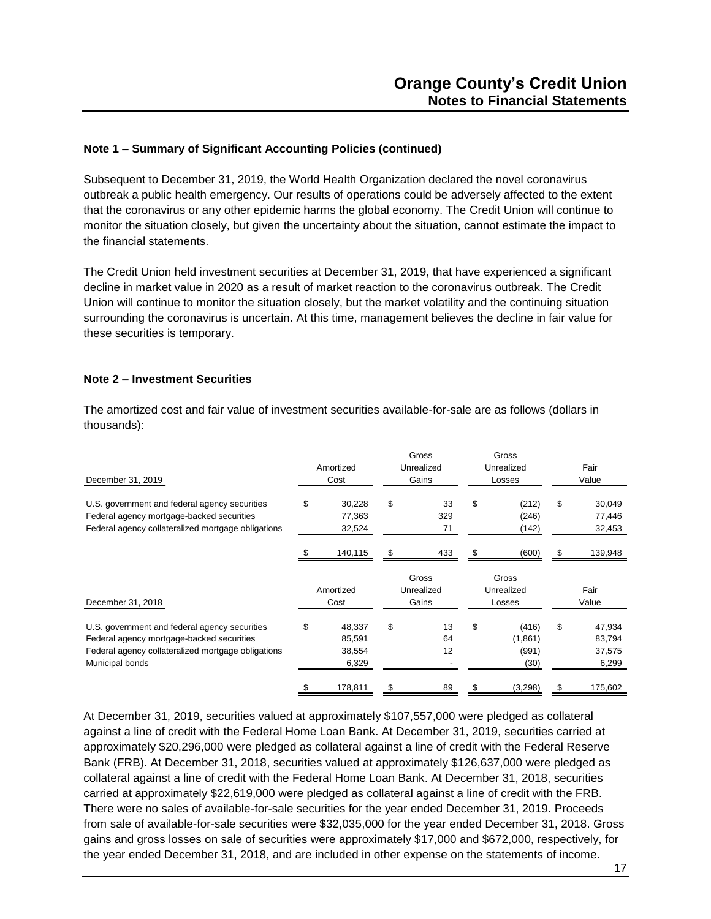### Note 1 – Summary of Significant Accounting Policies (continued)

Subsequent to December 31, 2019, the World Health Organization declared the novel coronavirus outbreak a public health emergency. Our results of operations could be adversely affected to the extent that the coronavirus or any other epidemic harms the global economy. The Credit Union will continue to monitor the situation closely, but given the uncertainty about the situation, cannot estimate the impact to the financial statements.

The Credit Union held investment securities at December 31, 2019, that have experienced a significant decline in market value in 2020 as a result of market reaction to the coronavirus outbreak. The Credit Union will continue to monitor the situation closely, but the market volatility and the continuing situation surrounding the coronavirus is uncertain. At this time, management believes the decline in fair value for these securities is temporary.

### Note 2 – Investment Securities

The amortized cost and fair value of investment securities available-for-sale are as follows (dollars in thousands):

| December 31, 2019 | Amortized Cost | Gross Unrealized Gains | Gross Unrealized Losses | Fair Value |
|---|---|---|---|---|
| U.S. government and federal agency securities | $ 30,228 | $ 33 | $ (212) | $ 30,049 |
| Federal agency mortgage-backed securities | 77,363 | 329 | (246) | 77,446 |
| Federal agency collateralized mortgage obligations | 32,524 | 71 | (142) | 32,453 |
| | $ 140,115 | $ 433 | $ (600) | $ 139,948 |

| December 31, 2018 | Amortized Cost | Gross Unrealized Gains | Gross Unrealized Losses | Fair Value |
|---|---|---|---|---|
| U.S. government and federal agency securities | $ 48,337 | $ 13 | $ (416) | $ 47,934 |
| Federal agency mortgage-backed securities | 85,591 | 64 | (1,861) | 83,794 |
| Federal agency collateralized mortgage obligations | 38,554 | 12 | (991) | 37,575 |
| Municipal bonds | 6,329 | - | (30) | 6,299 |
| | $ 178,811 | $ 89 | $ (3,298) | $ 175,602 |

At December 31, 2019, securities valued at approximately $107,557,000 were pledged as collateral against a line of credit with the Federal Home Loan Bank. At December 31, 2019, securities carried at approximately $20,296,000 were pledged as collateral against a line of credit with the Federal Reserve Bank (FRB). At December 31, 2018, securities valued at approximately $126,637,000 were pledged as collateral against a line of credit with the Federal Home Loan Bank. At December 31, 2018, securities carried at approximately $22,619,000 were pledged as collateral against a line of credit with the FRB. There were no sales of available-for-sale securities for the year ended December 31, 2019. Proceeds from sale of available-for-sale securities were $32,035,000 for the year ended December 31, 2018. Gross gains and gross losses on sale of securities were approximately $17,000 and $672,000, respectively, for the year ended December 31, 2018, and are included in other expense on the statements of income.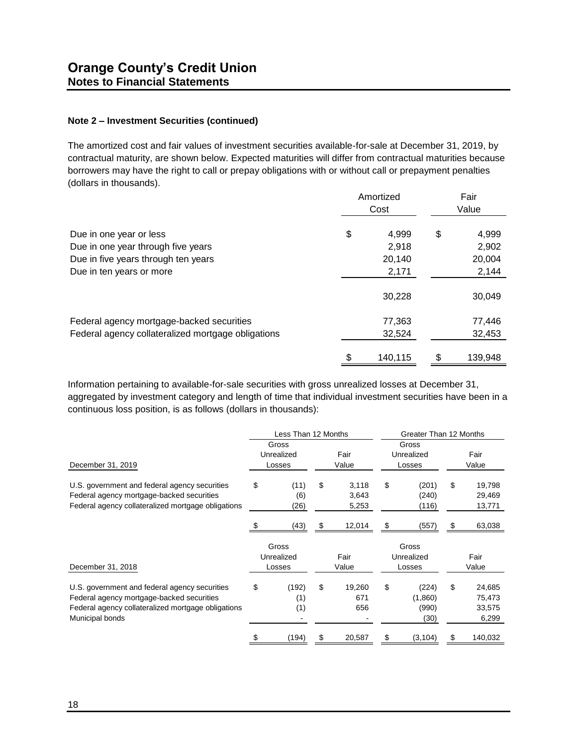# Orange County's Credit Union
## Notes to Financial Statements

### Note 2 – Investment Securities (continued)

The amortized cost and fair values of investment securities available-for-sale at December 31, 2019, by contractual maturity, are shown below. Expected maturities will differ from contractual maturities because borrowers may have the right to call or prepay obligations with or without call or prepayment penalties (dollars in thousands).

| | Amortized Cost | Fair Value |
|---|---|---|
| Due in one year or less | $ 4,999 | $ 4,999 |
| Due in one year through five years | 2,918 | 2,902 |
| Due in five years through ten years | 20,140 | 20,004 |
| Due in ten years or more | 2,171 | 2,144 |
| | 30,228 | 30,049 |
| Federal agency mortgage-backed securities | 77,363 | 77,446 |
| Federal agency collateralized mortgage obligations | 32,524 | 32,453 |
| | $ 140,115 | $ 139,948 |

Information pertaining to available-for-sale securities with gross unrealized losses at December 31, aggregated by investment category and length of time that individual investment securities have been in a continuous loss position, is as follows (dollars in thousands):

| | Less Than 12 Months | | Greater Than 12 Months | |
|---|---|---|---|---|
| December 31, 2019 | Gross Unrealized Losses | Fair Value | Gross Unrealized Losses | Fair Value |
| U.S. government and federal agency securities | $ (11) | $ 3,118 | $ (201) | $ 19,798 |
| Federal agency mortgage-backed securities | (6) | 3,643 | (240) | 29,469 |
| Federal agency collateralized mortgage obligations | (26) | 5,253 | (116) | 13,771 |
| | $ (43) | $ 12,014 | $ (557) | $ 63,038 |
| December 31, 2018 | Gross Unrealized Losses | Fair Value | Gross Unrealized Losses | Fair Value |
| U.S. government and federal agency securities | $ (192) | $ 19,260 | $ (224) | $ 24,685 |
| Federal agency mortgage-backed securities | (1) | 671 | (1,860) | 75,473 |
| Federal agency collateralized mortgage obligations | (1) | 656 | (990) | 33,575 |
| Municipal bonds | - | - | (30) | 6,299 |
| | $ (194) | $ 20,587 | $ (3,104) | $ 140,032 |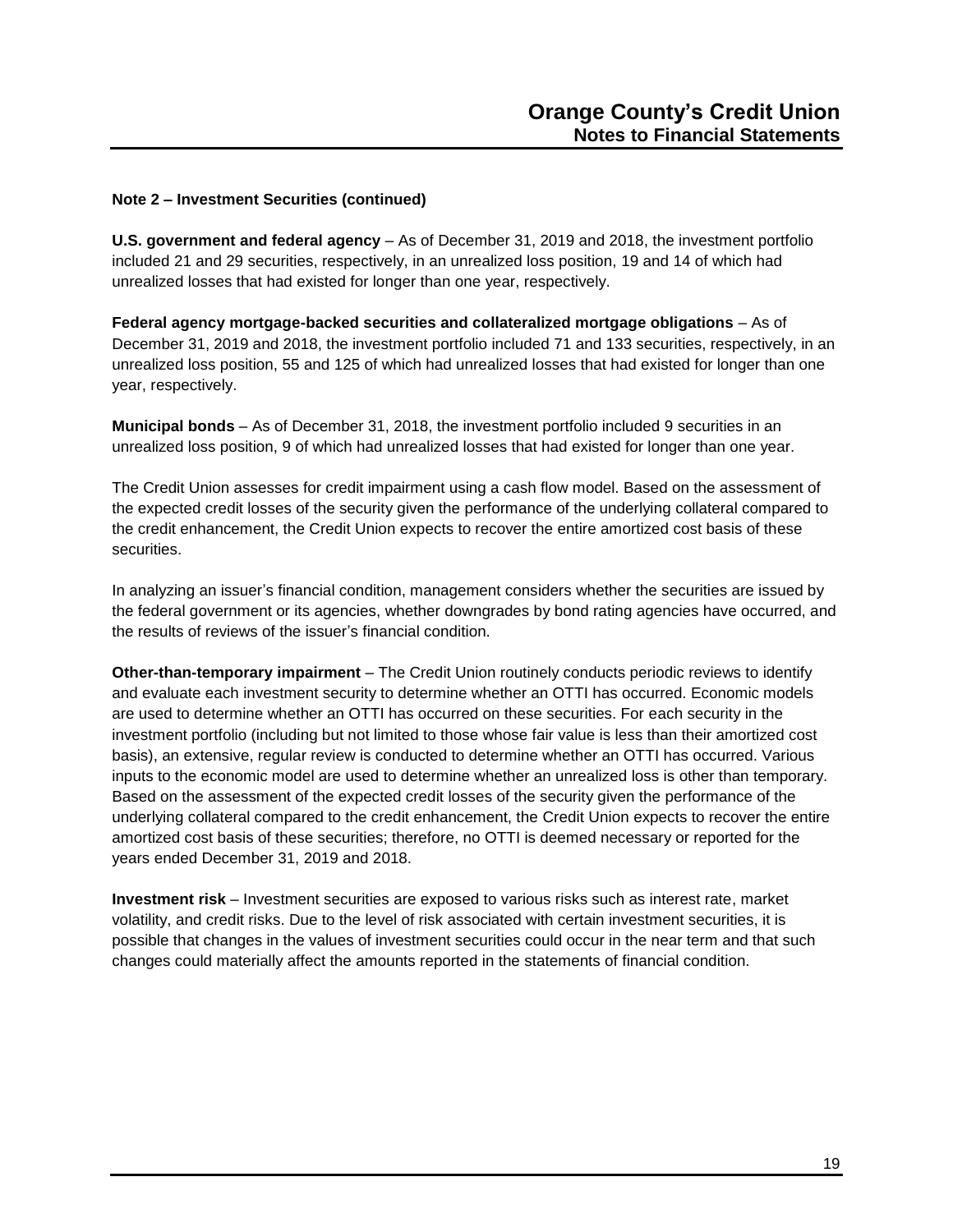### Note 2 – Investment Securities (continued)

**U.S. government and federal agency** – As of December 31, 2019 and 2018, the investment portfolio included 21 and 29 securities, respectively, in an unrealized loss position, 19 and 14 of which had unrealized losses that had existed for longer than one year, respectively.

**Federal agency mortgage-backed securities and collateralized mortgage obligations** – As of December 31, 2019 and 2018, the investment portfolio included 71 and 133 securities, respectively, in an unrealized loss position, 55 and 125 of which had unrealized losses that had existed for longer than one year, respectively.

**Municipal bonds** – As of December 31, 2018, the investment portfolio included 9 securities in an unrealized loss position, 9 of which had unrealized losses that had existed for longer than one year.

The Credit Union assesses for credit impairment using a cash flow model. Based on the assessment of the expected credit losses of the security given the performance of the underlying collateral compared to the credit enhancement, the Credit Union expects to recover the entire amortized cost basis of these securities.

In analyzing an issuer's financial condition, management considers whether the securities are issued by the federal government or its agencies, whether downgrades by bond rating agencies have occurred, and the results of reviews of the issuer's financial condition.

**Other-than-temporary impairment** – The Credit Union routinely conducts periodic reviews to identify and evaluate each investment security to determine whether an OTTI has occurred. Economic models are used to determine whether an OTTI has occurred on these securities. For each security in the investment portfolio (including but not limited to those whose fair value is less than their amortized cost basis), an extensive, regular review is conducted to determine whether an OTTI has occurred. Various inputs to the economic model are used to determine whether an unrealized loss is other than temporary. Based on the assessment of the expected credit losses of the security given the performance of the underlying collateral compared to the credit enhancement, the Credit Union expects to recover the entire amortized cost basis of these securities; therefore, no OTTI is deemed necessary or reported for the years ended December 31, 2019 and 2018.

**Investment risk** – Investment securities are exposed to various risks such as interest rate, market volatility, and credit risks. Due to the level of risk associated with certain investment securities, it is possible that changes in the values of investment securities could occur in the near term and that such changes could materially affect the amounts reported in the statements of financial condition.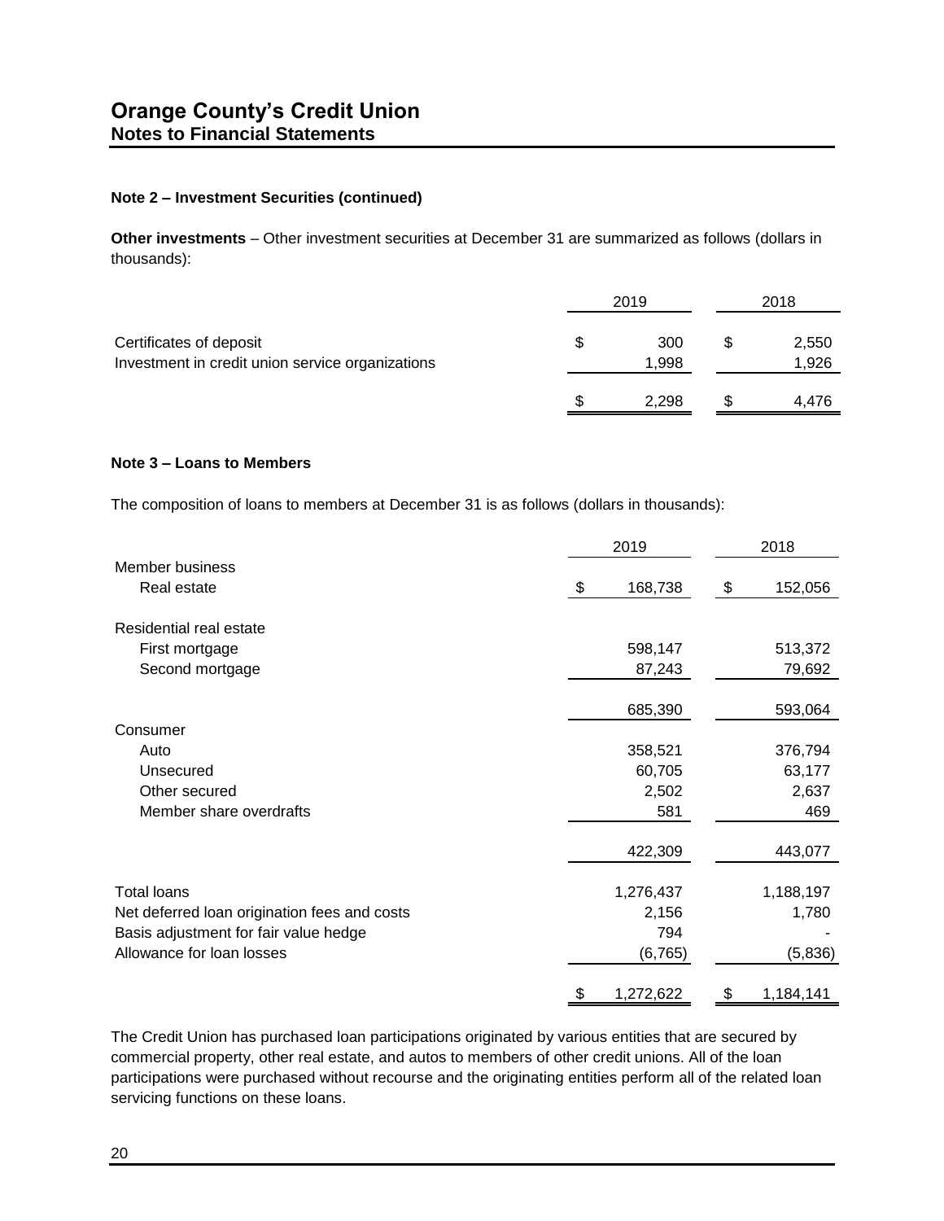# Orange County's Credit Union
## Notes to Financial Statements

### Note 2 – Investment Securities (continued)

**Other investments** – Other investment securities at December 31 are summarized as follows (dollars in thousands):

| | 2019 | 2018 |
|---|---|---|
| Certificates of deposit | $ 300 | $ 2,550 |
| Investment in credit union service organizations | 1,998 | 1,926 |
| | $ 2,298 | $ 4,476 |

### Note 3 – Loans to Members

The composition of loans to members at December 31 is as follows (dollars in thousands):

| | 2019 | 2018 |
|---|---|---|
| Member business | | |
| Real estate | $ 168,738 | $ 152,056 |
| Residential real estate | | |
| First mortgage | 598,147 | 513,372 |
| Second mortgage | 87,243 | 79,692 |
| | 685,390 | 593,064 |
| Consumer | | |
| Auto | 358,521 | 376,794 |
| Unsecured | 60,705 | 63,177 |
| Other secured | 2,502 | 2,637 |
| Member share overdrafts | 581 | 469 |
| | 422,309 | 443,077 |
| Total loans | 1,276,437 | 1,188,197 |
| Net deferred loan origination fees and costs | 2,156 | 1,780 |
| Basis adjustment for fair value hedge | 794 | - |
| Allowance for loan losses | (6,765) | (5,836) |
| | $ 1,272,622 | $ 1,184,141 |

The Credit Union has purchased loan participations originated by various entities that are secured by commercial property, other real estate, and autos to members of other credit unions. All of the loan participations were purchased without recourse and the originating entities perform all of the related loan servicing functions on these loans.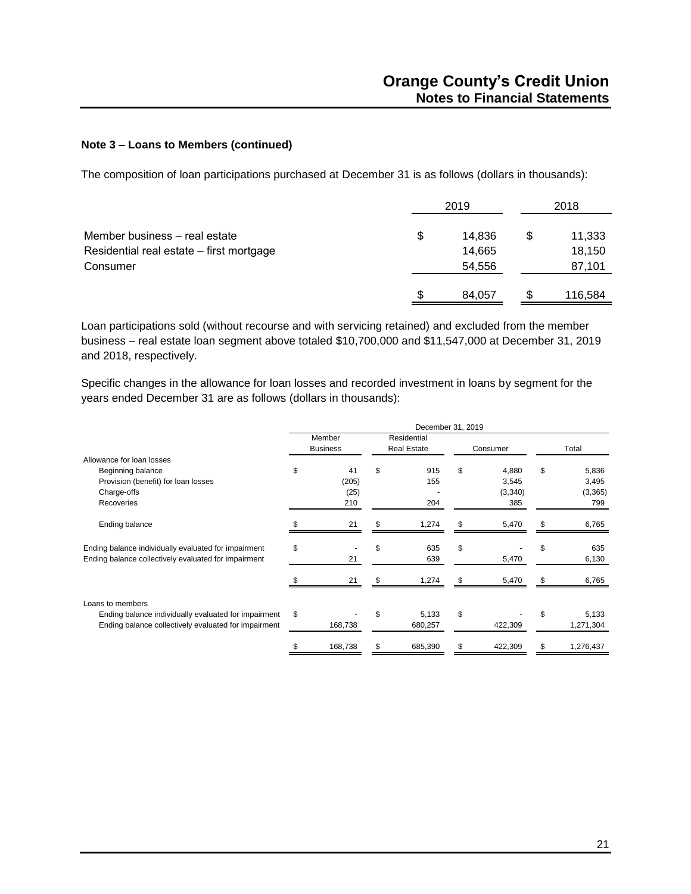### Note 3 – Loans to Members (continued)

The composition of loan participations purchased at December 31 is as follows (dollars in thousands):

| | 2019 | 2018 |
|---|---|---|
| Member business – real estate | $ 14,836 | $ 11,333 |
| Residential real estate – first mortgage | 14,665 | 18,150 |
| Consumer | 54,556 | 87,101 |
| | $ 84,057 | $ 116,584 |

Loan participations sold (without recourse and with servicing retained) and excluded from the member business – real estate loan segment above totaled $10,700,000 and $11,547,000 at December 31, 2019 and 2018, respectively.

Specific changes in the allowance for loan losses and recorded investment in loans by segment for the years ended December 31 are as follows (dollars in thousands):

| | December 31, 2019 | | | |
|---|---|---|---|---|
| | Member Business | Residential Real Estate | Consumer | Total |
| Allowance for loan losses | | | | |
| Beginning balance | $ 41 | $ 915 | $ 4,880 | $ 5,836 |
| Provision (benefit) for loan losses | (205) | 155 | 3,545 | 3,495 |
| Charge-offs | (25) | - | (3,340) | (3,365) |
| Recoveries | 210 | 204 | 385 | 799 |
| Ending balance | $ 21 | $ 1,274 | $ 5,470 | $ 6,765 |
| Ending balance individually evaluated for impairment | $ - | $ 635 | $ - | $ 635 |
| Ending balance collectively evaluated for impairment | 21 | 639 | 5,470 | 6,130 |
| | $ 21 | $ 1,274 | $ 5,470 | $ 6,765 |
| Loans to members | | | | |
| Ending balance individually evaluated for impairment | $ - | $ 5,133 | $ - | $ 5,133 |
| Ending balance collectively evaluated for impairment | 168,738 | 680,257 | 422,309 | 1,271,304 |
| | $ 168,738 | $ 685,390 | $ 422,309 | $ 1,276,437 |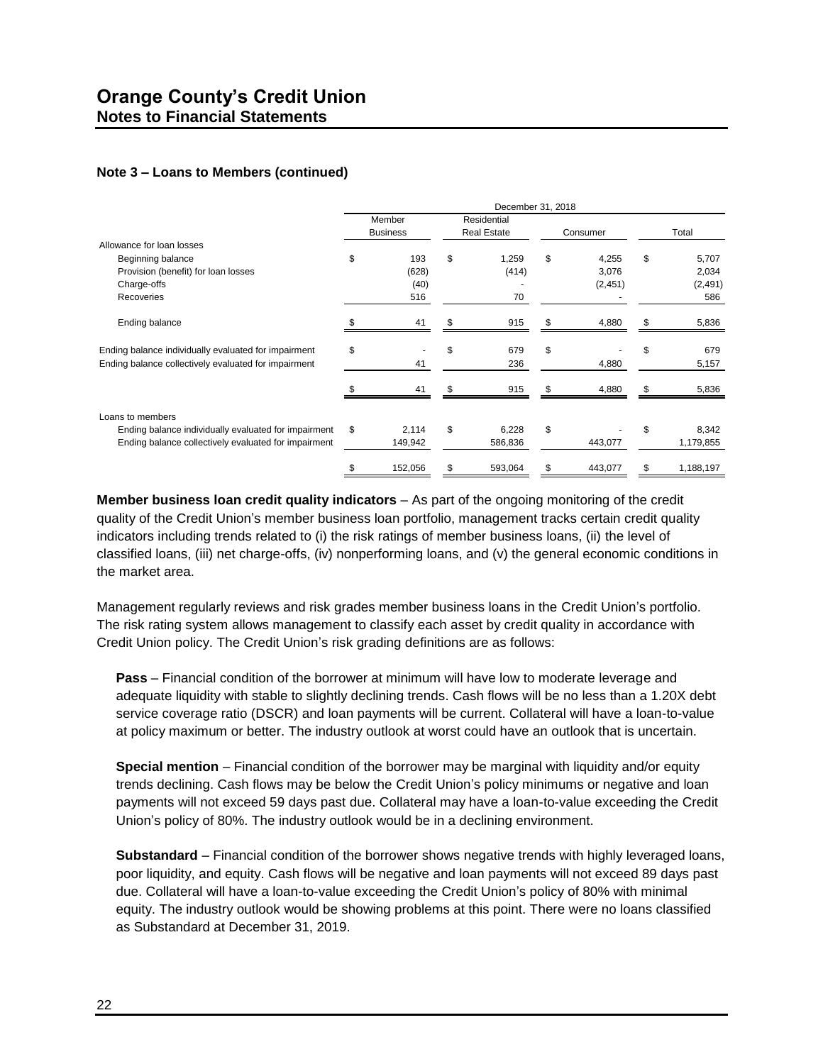## Note 3 – Loans to Members (continued)

| | December 31, 2018 | | | |
|---|---|---|---|---|
| | Member Business | Residential Real Estate | Consumer | Total |
| Allowance for loan losses | | | | |
| Beginning balance | $ 193 | $ 1,259 | $ 4,255 | $ 5,707 |
| Provision (benefit) for loan losses | (628) | (414) | 3,076 | 2,034 |
| Charge-offs | (40) | - | (2,451) | (2,491) |
| Recoveries | 516 | 70 | - | 586 |
| Ending balance | $ 41 | $ 915 | $ 4,880 | $ 5,836 |
| Ending balance individually evaluated for impairment | $ - | $ 679 | $ - | $ 679 |
| Ending balance collectively evaluated for impairment | 41 | 236 | 4,880 | 5,157 |
| | $ 41 | $ 915 | $ 4,880 | $ 5,836 |
| Loans to members | | | | |
| Ending balance individually evaluated for impairment | $ 2,114 | $ 6,228 | $ - | $ 8,342 |
| Ending balance collectively evaluated for impairment | 149,942 | 586,836 | 443,077 | 1,179,855 |
| | $ 152,056 | $ 593,064 | $ 443,077 | $ 1,188,197 |

**Member business loan credit quality indicators** – As part of the ongoing monitoring of the credit quality of the Credit Union's member business loan portfolio, management tracks certain credit quality indicators including trends related to (i) the risk ratings of member business loans, (ii) the level of classified loans, (iii) net charge-offs, (iv) nonperforming loans, and (v) the general economic conditions in the market area.

Management regularly reviews and risk grades member business loans in the Credit Union's portfolio. The risk rating system allows management to classify each asset by credit quality in accordance with Credit Union policy. The Credit Union's risk grading definitions are as follows:

**Pass** – Financial condition of the borrower at minimum will have low to moderate leverage and adequate liquidity with stable to slightly declining trends. Cash flows will be no less than a 1.20X debt service coverage ratio (DSCR) and loan payments will be current. Collateral will have a loan-to-value at policy maximum or better. The industry outlook at worst could have an outlook that is uncertain.

**Special mention** – Financial condition of the borrower may be marginal with liquidity and/or equity trends declining. Cash flows may be below the Credit Union's policy minimums or negative and loan payments will not exceed 59 days past due. Collateral may have a loan-to-value exceeding the Credit Union's policy of 80%. The industry outlook would be in a declining environment.

**Substandard** – Financial condition of the borrower shows negative trends with highly leveraged loans, poor liquidity, and equity. Cash flows will be negative and loan payments will not exceed 89 days past due. Collateral will have a loan-to-value exceeding the Credit Union's policy of 80% with minimal equity. The industry outlook would be showing problems at this point. There were no loans classified as Substandard at December 31, 2019.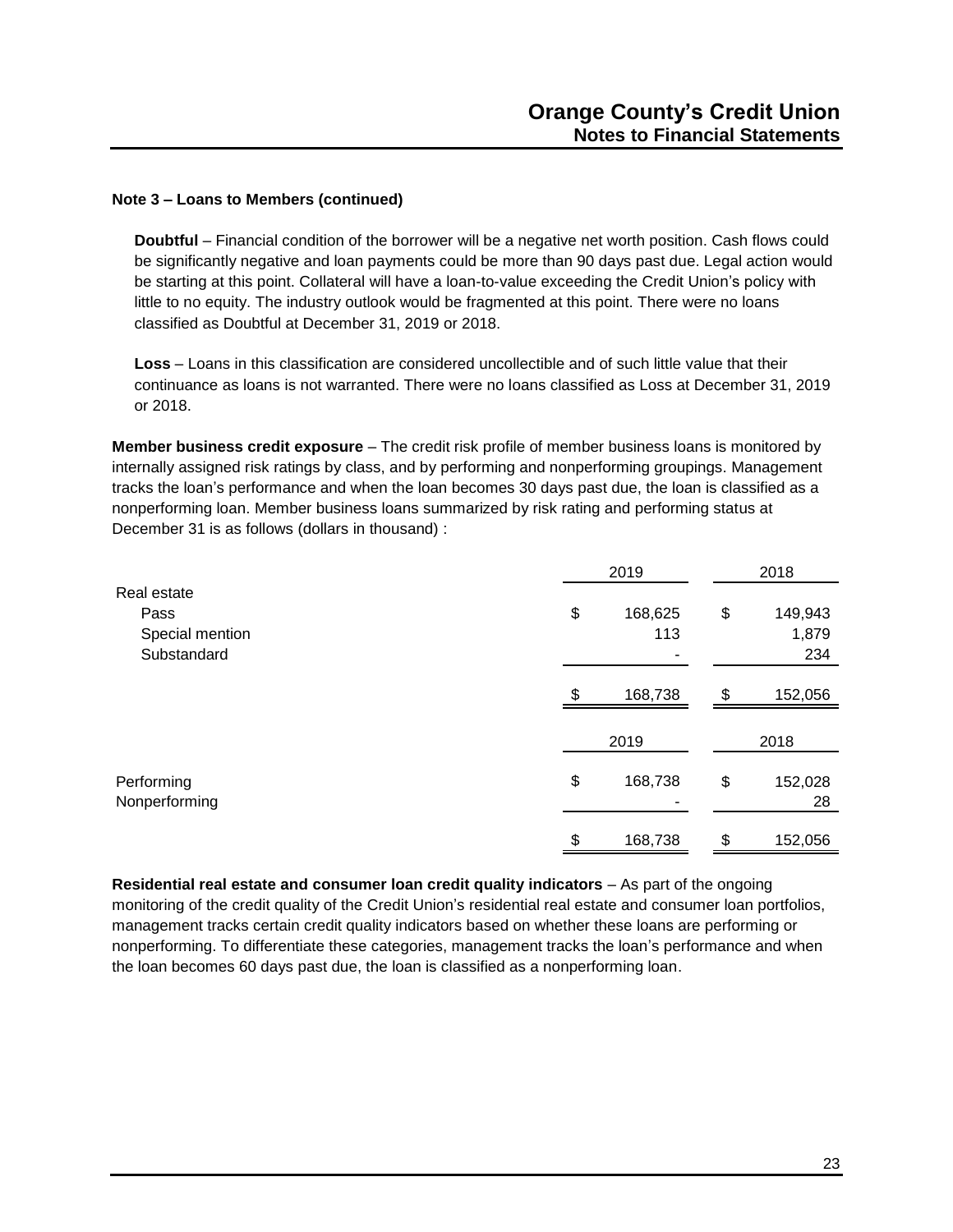**Note 3 – Loans to Members (continued)**

**Doubtful** – Financial condition of the borrower will be a negative net worth position. Cash flows could be significantly negative and loan payments could be more than 90 days past due. Legal action would be starting at this point. Collateral will have a loan-to-value exceeding the Credit Union's policy with little to no equity. The industry outlook would be fragmented at this point. There were no loans classified as Doubtful at December 31, 2019 or 2018.

**Loss** – Loans in this classification are considered uncollectible and of such little value that their continuance as loans is not warranted. There were no loans classified as Loss at December 31, 2019 or 2018.

**Member business credit exposure** – The credit risk profile of member business loans is monitored by internally assigned risk ratings by class, and by performing and nonperforming groupings. Management tracks the loan's performance and when the loan becomes 30 days past due, the loan is classified as a nonperforming loan. Member business loans summarized by risk rating and performing status at December 31 is as follows (dollars in thousand) :

| | 2019 | 2018 |
|---|---|---|
| Real estate | | |
| Pass | $ 168,625 | $ 149,943 |
| Special mention | 113 | 1,879 |
| Substandard | - | 234 |
| | $ 168,738 | $ 152,056 |

| | 2019 | 2018 |
|---|---|---|
| Performing | $ 168,738 | $ 152,028 |
| Nonperforming | - | 28 |
| | $ 168,738 | $ 152,056 |

**Residential real estate and consumer loan credit quality indicators** – As part of the ongoing monitoring of the credit quality of the Credit Union's residential real estate and consumer loan portfolios, management tracks certain credit quality indicators based on whether these loans are performing or nonperforming. To differentiate these categories, management tracks the loan's performance and when the loan becomes 60 days past due, the loan is classified as a nonperforming loan.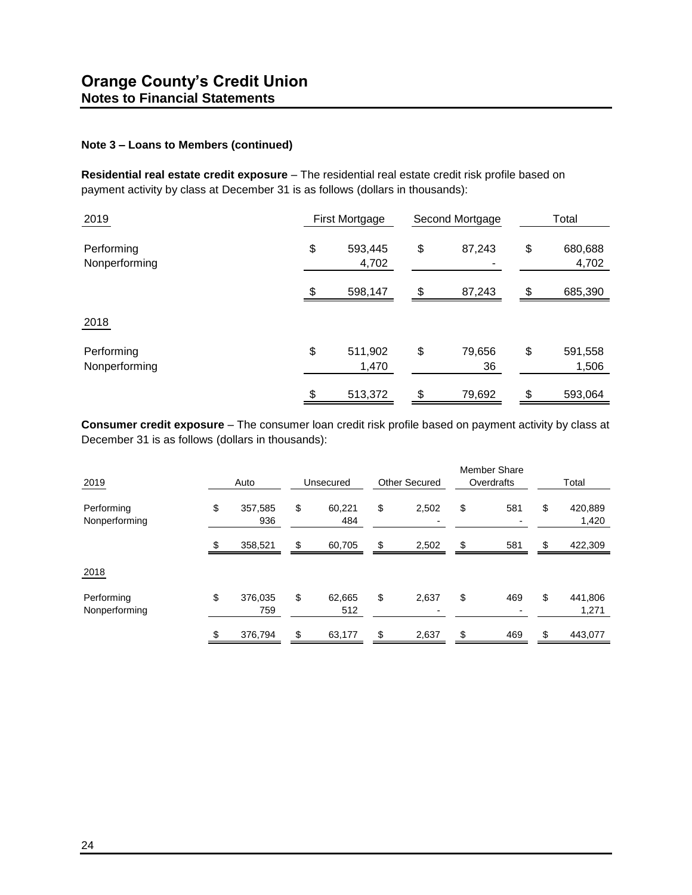# Orange County's Credit Union
## Notes to Financial Statements

### Note 3 – Loans to Members (continued)

**Residential real estate credit exposure** – The residential real estate credit risk profile based on payment activity by class at December 31 is as follows (dollars in thousands):

| 2019 | First Mortgage | Second Mortgage | Total |
|---|---|---|---|
| Performing | $ 593,445 | $ 87,243 | $ 680,688 |
| Nonperforming | 4,702 | - | 4,702 |
| | $ 598,147 | $ 87,243 | $ 685,390 |
| **2018** | | | |
| Performing | $ 511,902 | $ 79,656 | $ 591,558 |
| Nonperforming | 1,470 | 36 | 1,506 |
| | $ 513,372 | $ 79,692 | $ 593,064 |

**Consumer credit exposure** – The consumer loan credit risk profile based on payment activity by class at December 31 is as follows (dollars in thousands):

| 2019 | Auto | Unsecured | Other Secured | Member Share Overdrafts | Total |
|---|---|---|---|---|---|
| Performing | $ 357,585 | $ 60,221 | $ 2,502 | $ 581 | $ 420,889 |
| Nonperforming | 936 | 484 | - | - | 1,420 |
| | $ 358,521 | $ 60,705 | $ 2,502 | $ 581 | $ 422,309 |
| **2018** | | | | | |
| Performing | $ 376,035 | $ 62,665 | $ 2,637 | $ 469 | $ 441,806 |
| Nonperforming | 759 | 512 | - | - | 1,271 |
| | $ 376,794 | $ 63,177 | $ 2,637 | $ 469 | $ 443,077 |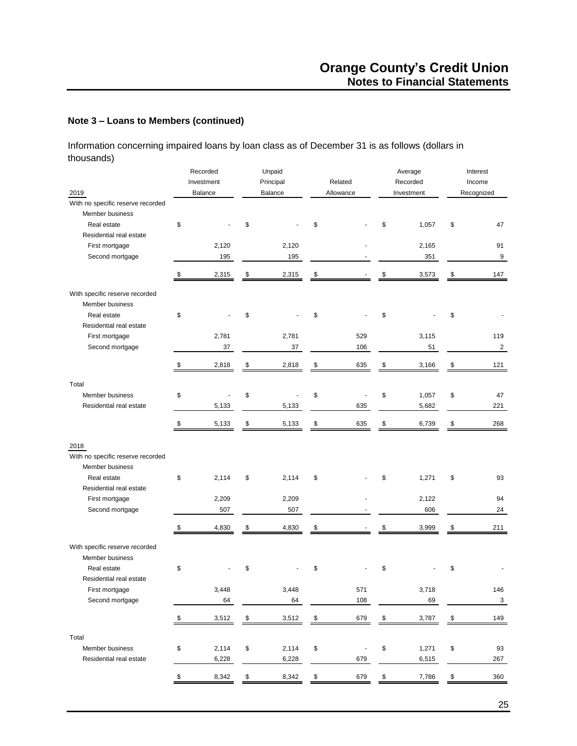## Note 3 – Loans to Members (continued)

Information concerning impaired loans by loan class as of December 31 is as follows (dollars in thousands)

| 2019 | Recorded Investment Balance | Unpaid Principal Balance | Related Allowance | Average Recorded Investment | Interest Income Recognized |
|---|---|---|---|---|---|
| With no specific reserve recorded | | | | | |
| Member business | | | | | |
| Real estate | $ - | $ - | $ - | $ 1,057 | $ 47 |
| Residential real estate | | | | | |
| First mortgage | 2,120 | 2,120 | - | 2,165 | 91 |
| Second mortgage | 195 | 195 | - | 351 | 9 |
| | $ 2,315 | $ 2,315 | $ - | $ 3,573 | $ 147 |
| With specific reserve recorded | | | | | |
| Member business | | | | | |
| Real estate | $ - | $ - | $ - | $ - | $ - |
| Residential real estate | | | | | |
| First mortgage | 2,781 | 2,781 | 529 | 3,115 | 119 |
| Second mortgage | 37 | 37 | 106 | 51 | 2 |
| | $ 2,818 | $ 2,818 | $ 635 | $ 3,166 | $ 121 |
| Total | | | | | |
| Member business | $ - | $ - | $ - | $ 1,057 | $ 47 |
| Residential real estate | 5,133 | 5,133 | 635 | 5,682 | 221 |
| | $ 5,133 | $ 5,133 | $ 635 | $ 6,739 | $ 268 |

| 2018 | Recorded Investment Balance | Unpaid Principal Balance | Related Allowance | Average Recorded Investment | Interest Income Recognized |
|---|---|---|---|---|---|
| With no specific reserve recorded | | | | | |
| Member business | | | | | |
| Real estate | $ 2,114 | $ 2,114 | $ - | $ 1,271 | $ 93 |
| Residential real estate | | | | | |
| First mortgage | 2,209 | 2,209 | - | 2,122 | 94 |
| Second mortgage | 507 | 507 | - | 606 | 24 |
| | $ 4,830 | $ 4,830 | $ - | $ 3,999 | $ 211 |
| With specific reserve recorded | | | | | |
| Member business | | | | | |
| Real estate | $ - | $ - | $ - | $ - | $ - |
| Residential real estate | | | | | |
| First mortgage | 3,448 | 3,448 | 571 | 3,718 | 146 |
| Second mortgage | 64 | 64 | 108 | 69 | 3 |
| | $ 3,512 | $ 3,512 | $ 679 | $ 3,787 | $ 149 |
| Total | | | | | |
| Member business | $ 2,114 | $ 2,114 | $ - | $ 1,271 | $ 93 |
| Residential real estate | 6,228 | 6,228 | 679 | 6,515 | 267 |
| | $ 8,342 | $ 8,342 | $ 679 | $ 7,786 | $ 360 |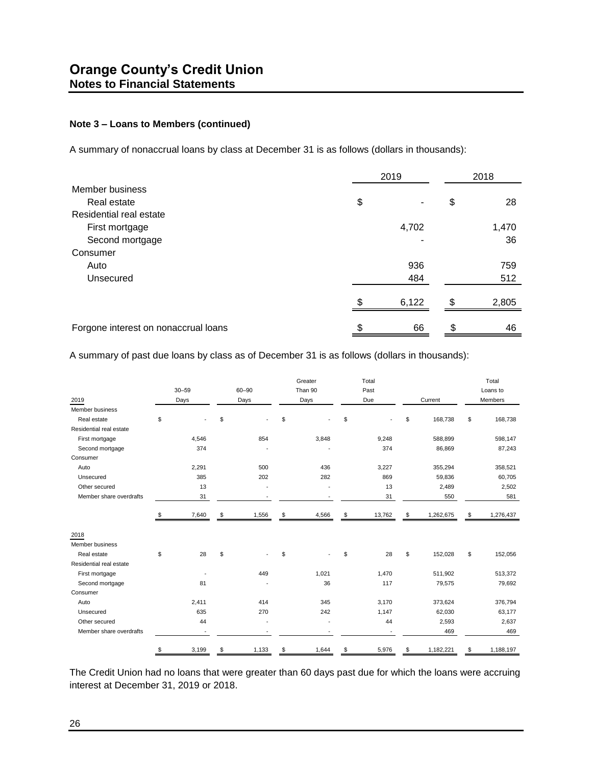# Orange County's Credit Union
## Notes to Financial Statements

### Note 3 – Loans to Members (continued)

A summary of nonaccrual loans by class at December 31 is as follows (dollars in thousands):

| | 2019 | 2018 |
|---|---|---|
| Member business | | |
| Real estate | $ - | $ 28 |
| Residential real estate | | |
| First mortgage | 4,702 | 1,470 |
| Second mortgage | - | 36 |
| Consumer | | |
| Auto | 936 | 759 |
| Unsecured | 484 | 512 |
| | $ 6,122 | $ 2,805 |
| Forgone interest on nonaccrual loans | $ 66 | $ 46 |

A summary of past due loans by class as of December 31 is as follows (dollars in thousands):

| 2019 | 30–59 Days | 60–90 Days | Greater Than 90 Days | Total Past Due | Current | Total Loans to Members |
|---|---|---|---|---|---|---|
| Member business | | | | | | |
| Real estate | $ - | $ - | $ - | $ - | $ 168,738 | $ 168,738 |
| Residential real estate | | | | | | |
| First mortgage | 4,546 | 854 | 3,848 | 9,248 | 588,899 | 598,147 |
| Second mortgage | 374 | - | - | 374 | 86,869 | 87,243 |
| Consumer | | | | | | |
| Auto | 2,291 | 500 | 436 | 3,227 | 355,294 | 358,521 |
| Unsecured | 385 | 202 | 282 | 869 | 59,836 | 60,705 |
| Other secured | 13 | - | - | 13 | 2,489 | 2,502 |
| Member share overdrafts | 31 | - | - | 31 | 550 | 581 |
| | $ 7,640 | $ 1,556 | $ 4,566 | $ 13,762 | $ 1,262,675 | $ 1,276,437 |

| 2018 | 30–59 Days | 60–90 Days | Greater Than 90 Days | Total Past Due | Current | Total Loans to Members |
|---|---|---|---|---|---|---|
| Member business | | | | | | |
| Real estate | $ 28 | $ - | $ - | $ 28 | $ 152,028 | $ 152,056 |
| Residential real estate | | | | | | |
| First mortgage | - | 449 | 1,021 | 1,470 | 511,902 | 513,372 |
| Second mortgage | 81 | - | 36 | 117 | 79,575 | 79,692 |
| Consumer | | | | | | |
| Auto | 2,411 | 414 | 345 | 3,170 | 373,624 | 376,794 |
| Unsecured | 635 | 270 | 242 | 1,147 | 62,030 | 63,177 |
| Other secured | 44 | - | - | 44 | 2,593 | 2,637 |
| Member share overdrafts | - | - | - | - | 469 | 469 |
| | $ 3,199 | $ 1,133 | $ 1,644 | $ 5,976 | $ 1,182,221 | $ 1,188,197 |

The Credit Union had no loans that were greater than 60 days past due for which the loans were accruing interest at December 31, 2019 or 2018.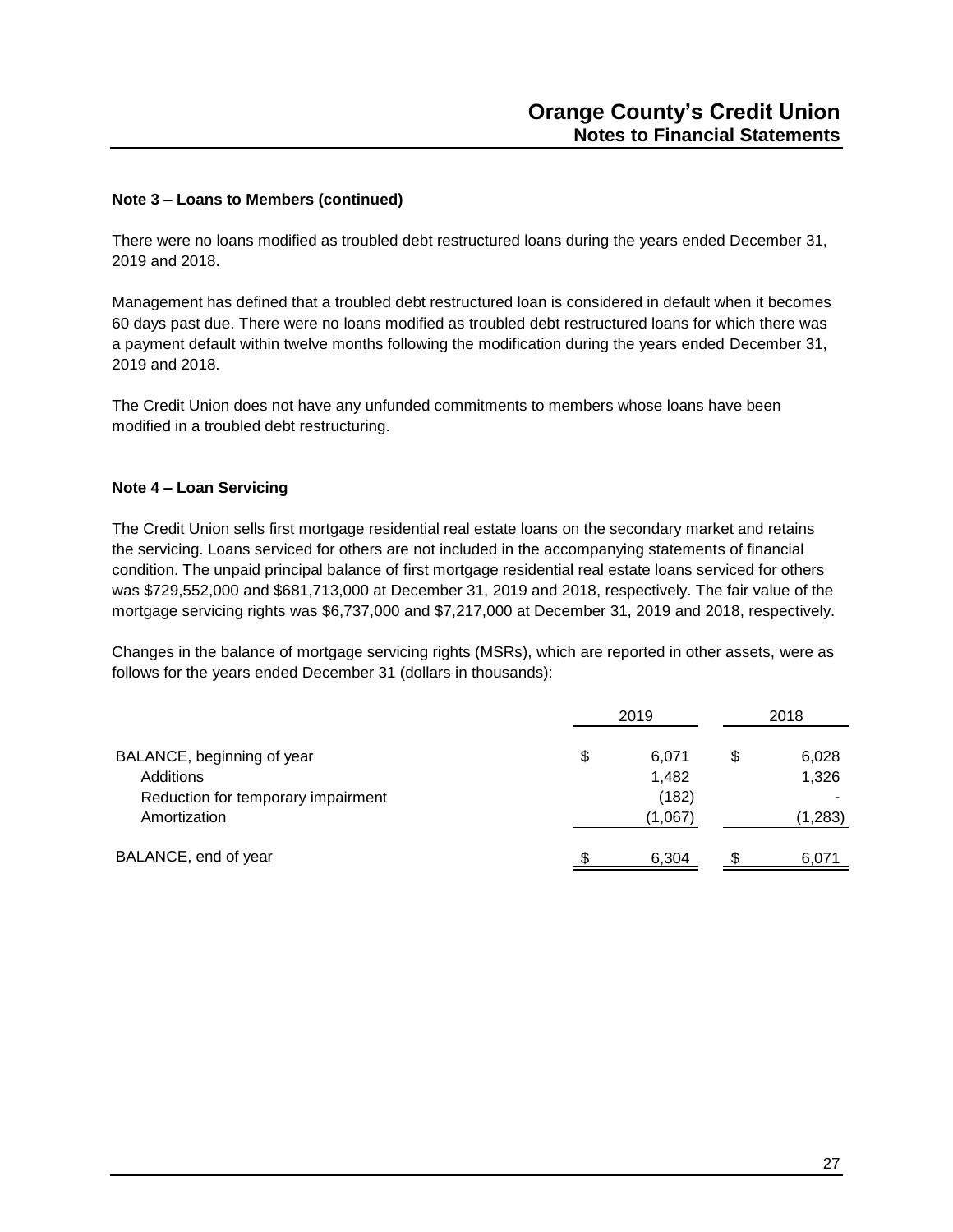### Note 3 – Loans to Members (continued)

There were no loans modified as troubled debt restructured loans during the years ended December 31, 2019 and 2018.

Management has defined that a troubled debt restructured loan is considered in default when it becomes 60 days past due. There were no loans modified as troubled debt restructured loans for which there was a payment default within twelve months following the modification during the years ended December 31, 2019 and 2018.

The Credit Union does not have any unfunded commitments to members whose loans have been modified in a troubled debt restructuring.

### Note 4 – Loan Servicing

The Credit Union sells first mortgage residential real estate loans on the secondary market and retains the servicing. Loans serviced for others are not included in the accompanying statements of financial condition. The unpaid principal balance of first mortgage residential real estate loans serviced for others was $729,552,000 and $681,713,000 at December 31, 2019 and 2018, respectively. The fair value of the mortgage servicing rights was $6,737,000 and $7,217,000 at December 31, 2019 and 2018, respectively.

Changes in the balance of mortgage servicing rights (MSRs), which are reported in other assets, were as follows for the years ended December 31 (dollars in thousands):

| | 2019 | 2018 |
|---|---|---|
| BALANCE, beginning of year | $ 6,071 | $ 6,028 |
| Additions | 1,482 | 1,326 |
| Reduction for temporary impairment | (182) | - |
| Amortization | (1,067) | (1,283) |
| BALANCE, end of year | $ 6,304 | $ 6,071 |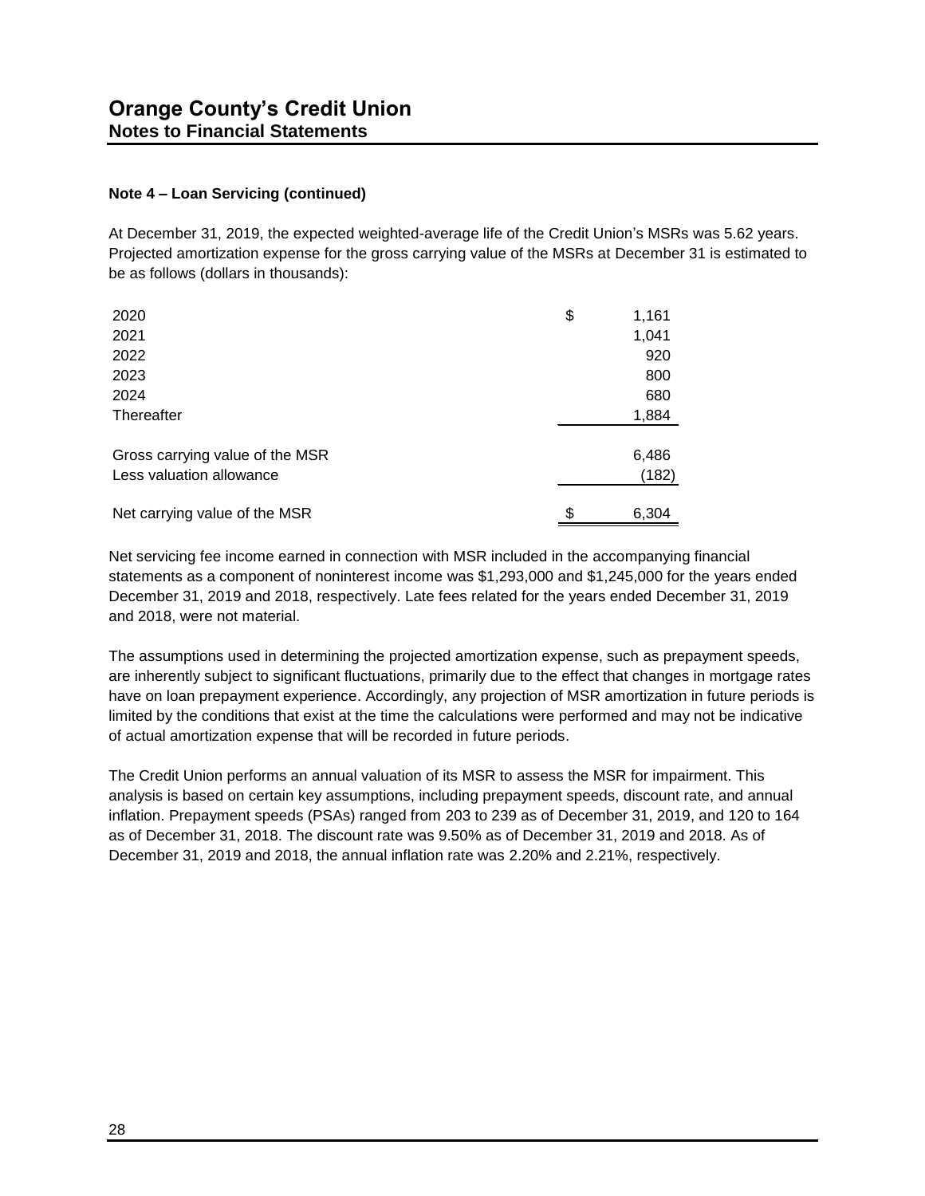# Orange County's Credit Union
## Notes to Financial Statements

### Note 4 – Loan Servicing (continued)

At December 31, 2019, the expected weighted-average life of the Credit Union's MSRs was 5.62 years. Projected amortization expense for the gross carrying value of the MSRs at December 31 is estimated to be as follows (dollars in thousands):

| | |
|---|---|
| 2020 | $ 1,161 |
| 2021 | 1,041 |
| 2022 | 920 |
| 2023 | 800 |
| 2024 | 680 |
| Thereafter | 1,884 |
| Gross carrying value of the MSR | 6,486 |
| Less valuation allowance | (182) |
| Net carrying value of the MSR | $ 6,304 |

Net servicing fee income earned in connection with MSR included in the accompanying financial statements as a component of noninterest income was $1,293,000 and $1,245,000 for the years ended December 31, 2019 and 2018, respectively. Late fees related for the years ended December 31, 2019 and 2018, were not material.

The assumptions used in determining the projected amortization expense, such as prepayment speeds, are inherently subject to significant fluctuations, primarily due to the effect that changes in mortgage rates have on loan prepayment experience. Accordingly, any projection of MSR amortization in future periods is limited by the conditions that exist at the time the calculations were performed and may not be indicative of actual amortization expense that will be recorded in future periods.

The Credit Union performs an annual valuation of its MSR to assess the MSR for impairment. This analysis is based on certain key assumptions, including prepayment speeds, discount rate, and annual inflation. Prepayment speeds (PSAs) ranged from 203 to 239 as of December 31, 2019, and 120 to 164 as of December 31, 2018. The discount rate was 9.50% as of December 31, 2019 and 2018. As of December 31, 2019 and 2018, the annual inflation rate was 2.20% and 2.21%, respectively.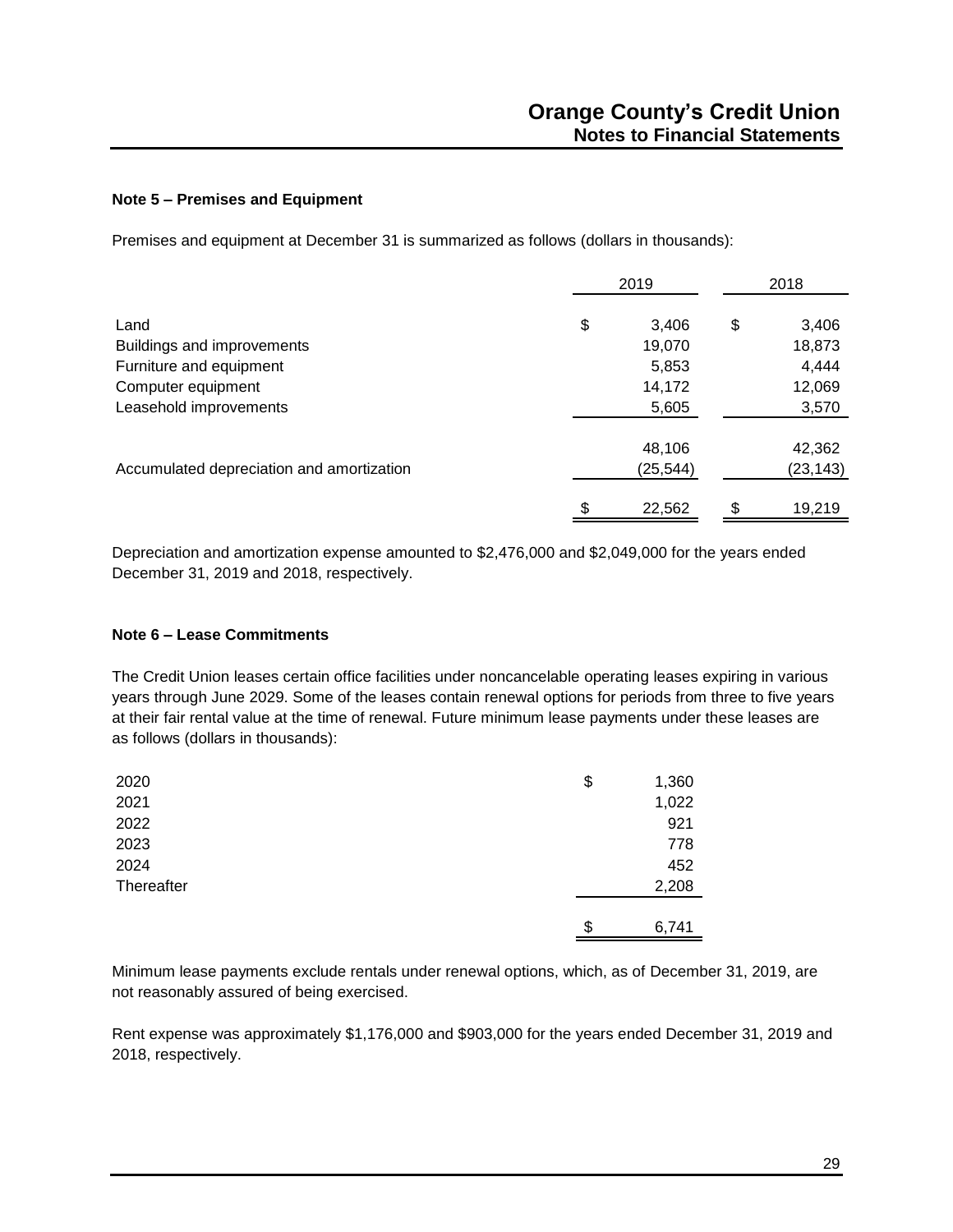### Note 5 – Premises and Equipment

Premises and equipment at December 31 is summarized as follows (dollars in thousands):

| | 2019 | 2018 |
|---|---|---|
| Land | $ 3,406 | $ 3,406 |
| Buildings and improvements | 19,070 | 18,873 |
| Furniture and equipment | 5,853 | 4,444 |
| Computer equipment | 14,172 | 12,069 |
| Leasehold improvements | 5,605 | 3,570 |
| | 48,106 | 42,362 |
| Accumulated depreciation and amortization | (25,544) | (23,143) |
| | $ 22,562 | $ 19,219 |

Depreciation and amortization expense amounted to $2,476,000 and $2,049,000 for the years ended December 31, 2019 and 2018, respectively.

### Note 6 – Lease Commitments

The Credit Union leases certain office facilities under noncancelable operating leases expiring in various years through June 2029. Some of the leases contain renewal options for periods from three to five years at their fair rental value at the time of renewal. Future minimum lease payments under these leases are as follows (dollars in thousands):

| | |
|---|---|
| 2020 | $ 1,360 |
| 2021 | 1,022 |
| 2022 | 921 |
| 2023 | 778 |
| 2024 | 452 |
| Thereafter | 2,208 |
| | $ 6,741 |

Minimum lease payments exclude rentals under renewal options, which, as of December 31, 2019, are not reasonably assured of being exercised.

Rent expense was approximately $1,176,000 and $903,000 for the years ended December 31, 2019 and 2018, respectively.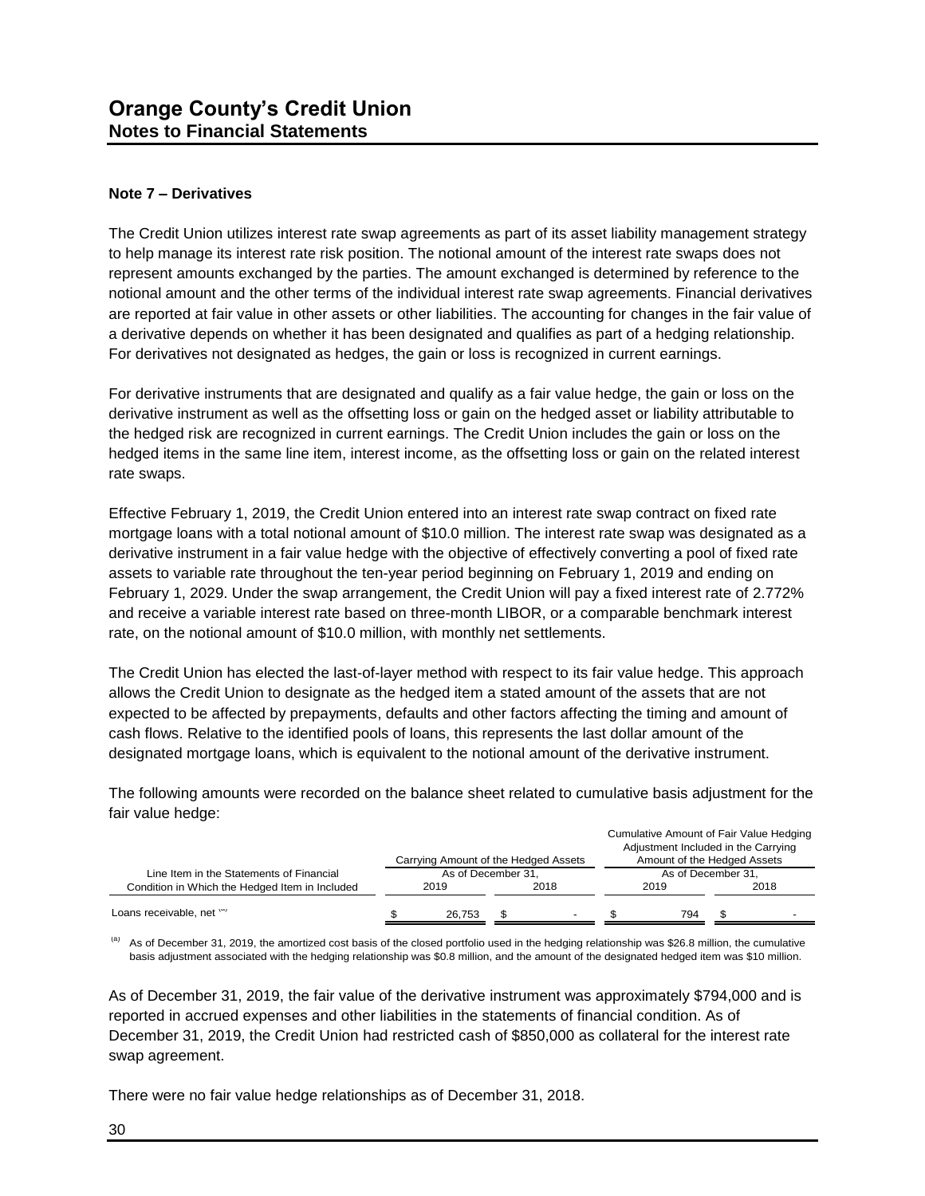# Orange County's Credit Union
## Notes to Financial Statements

### Note 7 – Derivatives

The Credit Union utilizes interest rate swap agreements as part of its asset liability management strategy to help manage its interest rate risk position. The notional amount of the interest rate swaps does not represent amounts exchanged by the parties. The amount exchanged is determined by reference to the notional amount and the other terms of the individual interest rate swap agreements. Financial derivatives are reported at fair value in other assets or other liabilities. The accounting for changes in the fair value of a derivative depends on whether it has been designated and qualifies as part of a hedging relationship. For derivatives not designated as hedges, the gain or loss is recognized in current earnings.

For derivative instruments that are designated and qualify as a fair value hedge, the gain or loss on the derivative instrument as well as the offsetting loss or gain on the hedged asset or liability attributable to the hedged risk are recognized in current earnings. The Credit Union includes the gain or loss on the hedged items in the same line item, interest income, as the offsetting loss or gain on the related interest rate swaps.

Effective February 1, 2019, the Credit Union entered into an interest rate swap contract on fixed rate mortgage loans with a total notional amount of $10.0 million. The interest rate swap was designated as a derivative instrument in a fair value hedge with the objective of effectively converting a pool of fixed rate assets to variable rate throughout the ten-year period beginning on February 1, 2019 and ending on February 1, 2029. Under the swap arrangement, the Credit Union will pay a fixed interest rate of 2.772% and receive a variable interest rate based on three-month LIBOR, or a comparable benchmark interest rate, on the notional amount of $10.0 million, with monthly net settlements.

The Credit Union has elected the last-of-layer method with respect to its fair value hedge. This approach allows the Credit Union to designate as the hedged item a stated amount of the assets that are not expected to be affected by prepayments, defaults and other factors affecting the timing and amount of cash flows. Relative to the identified pools of loans, this represents the last dollar amount of the designated mortgage loans, which is equivalent to the notional amount of the derivative instrument.

The following amounts were recorded on the balance sheet related to cumulative basis adjustment for the fair value hedge:

| Line Item in the Statements of Financial Condition in Which the Hedged Item in Included | Carrying Amount of the Hedged Assets As of December 31, | | Cumulative Amount of Fair Value Hedging Adjustment Included in the Carrying Amount of the Hedged Assets As of December 31, | |
|---|---|---|---|---|
| | 2019 | 2018 | 2019 | 2018 |
| Loans receivable, net [(a)] | $ 26,753 | $ - | $ 794 | $ - |

[(a)] As of December 31, 2019, the amortized cost basis of the closed portfolio used in the hedging relationship was $26.8 million, the cumulative basis adjustment associated with the hedging relationship was $0.8 million, and the amount of the designated hedged item was $10 million.

As of December 31, 2019, the fair value of the derivative instrument was approximately $794,000 and is reported in accrued expenses and other liabilities in the statements of financial condition. As of December 31, 2019, the Credit Union had restricted cash of $850,000 as collateral for the interest rate swap agreement.

There were no fair value hedge relationships as of December 31, 2018.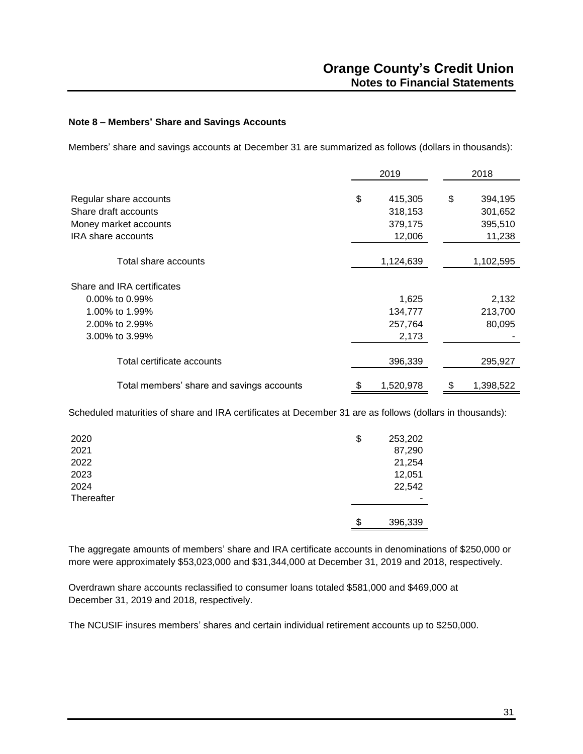### Note 8 – Members' Share and Savings Accounts

Members' share and savings accounts at December 31 are summarized as follows (dollars in thousands):

| | 2019 | 2018 |
|---|---|---|
| Regular share accounts | $ 415,305 | $ 394,195 |
| Share draft accounts | 318,153 | 301,652 |
| Money market accounts | 379,175 | 395,510 |
| IRA share accounts | 12,006 | 11,238 |
| Total share accounts | 1,124,639 | 1,102,595 |
| Share and IRA certificates | | |
| 0.00% to 0.99% | 1,625 | 2,132 |
| 1.00% to 1.99% | 134,777 | 213,700 |
| 2.00% to 2.99% | 257,764 | 80,095 |
| 3.00% to 3.99% | 2,173 | - |
| Total certificate accounts | 396,339 | 295,927 |
| Total members' share and savings accounts | $ 1,520,978 | $ 1,398,522 |

Scheduled maturities of share and IRA certificates at December 31 are as follows (dollars in thousands):

| | |
|---|---|
| 2020 | $ 253,202 |
| 2021 | 87,290 |
| 2022 | 21,254 |
| 2023 | 12,051 |
| 2024 | 22,542 |
| Thereafter | - |
| | $ 396,339 |

The aggregate amounts of members' share and IRA certificate accounts in denominations of $250,000 or more were approximately $53,023,000 and $31,344,000 at December 31, 2019 and 2018, respectively.

Overdrawn share accounts reclassified to consumer loans totaled $581,000 and $469,000 at December 31, 2019 and 2018, respectively.

The NCUSIF insures members' shares and certain individual retirement accounts up to $250,000.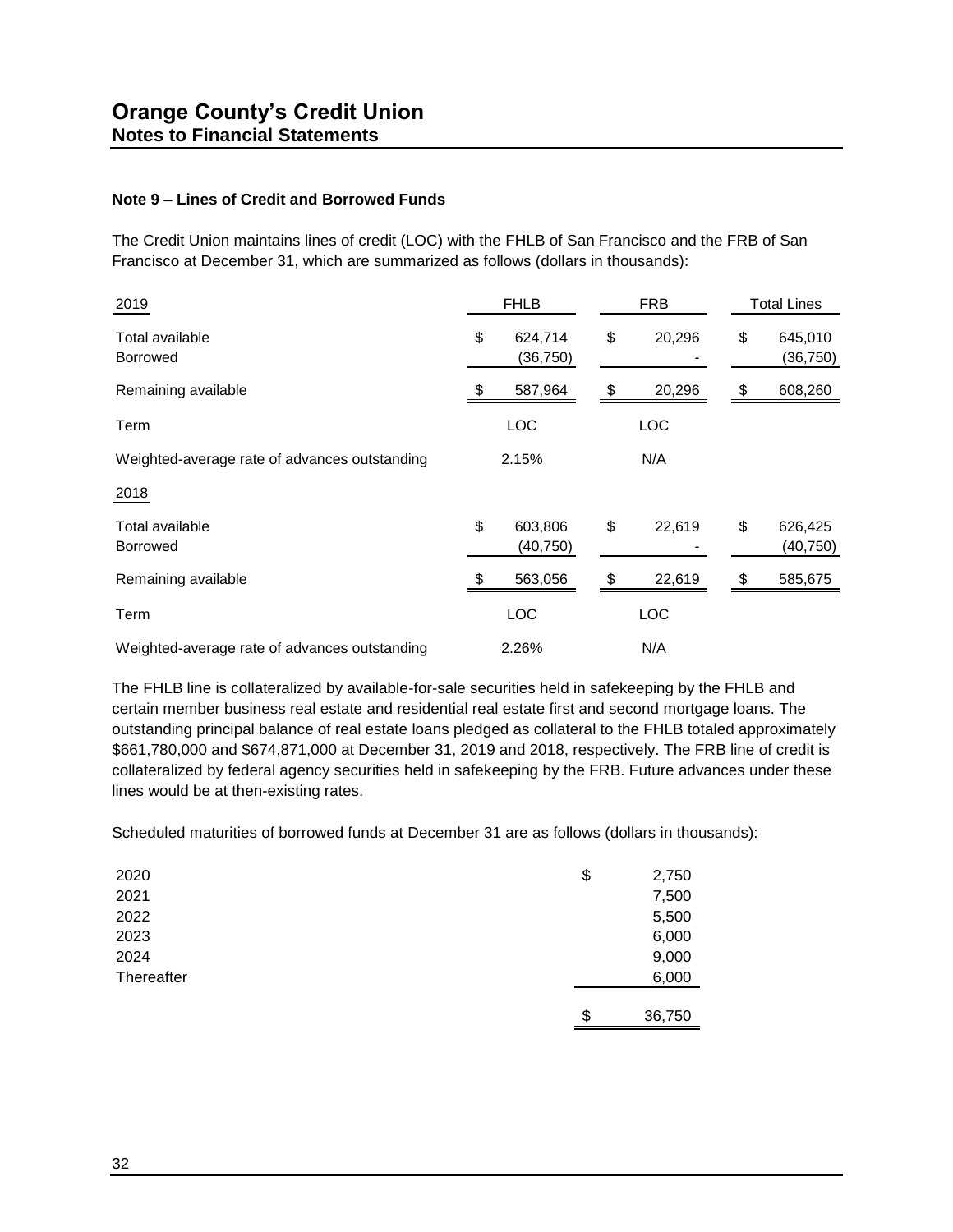## Note 9 – Lines of Credit and Borrowed Funds

The Credit Union maintains lines of credit (LOC) with the FHLB of San Francisco and the FRB of San Francisco at December 31, which are summarized as follows (dollars in thousands):

| 2019 | FHLB | FRB | Total Lines |
|---|---|---|---|
| Total available | $ 624,714 | $ 20,296 | $ 645,010 |
| Borrowed | (36,750) | - | (36,750) |
| Remaining available | $ 587,964 | $ 20,296 | $ 608,260 |
| Term | LOC | LOC | |
| Weighted-average rate of advances outstanding | 2.15% | N/A | |
| **2018** | | | |
| Total available | $ 603,806 | $ 22,619 | $ 626,425 |
| Borrowed | (40,750) | - | (40,750) |
| Remaining available | $ 563,056 | $ 22,619 | $ 585,675 |
| Term | LOC | LOC | |
| Weighted-average rate of advances outstanding | 2.26% | N/A | |

The FHLB line is collateralized by available-for-sale securities held in safekeeping by the FHLB and certain member business real estate and residential real estate first and second mortgage loans. The outstanding principal balance of real estate loans pledged as collateral to the FHLB totaled approximately $661,780,000 and $674,871,000 at December 31, 2019 and 2018, respectively. The FRB line of credit is collateralized by federal agency securities held in safekeeping by the FRB. Future advances under these lines would be at then-existing rates.

Scheduled maturities of borrowed funds at December 31 are as follows (dollars in thousands):

| | |
|---|---|
| 2020 | $ 2,750 |
| 2021 | 7,500 |
| 2022 | 5,500 |
| 2023 | 6,000 |
| 2024 | 9,000 |
| Thereafter | 6,000 |
| | $ 36,750 |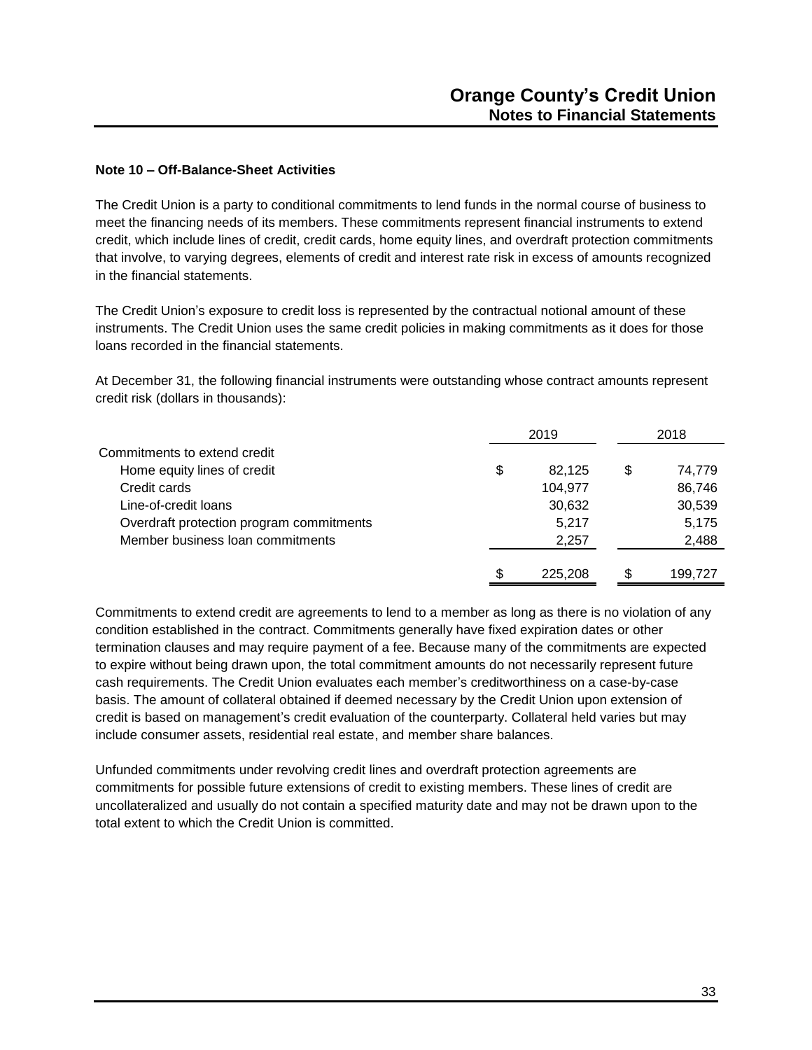## Note 10 – Off-Balance-Sheet Activities

The Credit Union is a party to conditional commitments to lend funds in the normal course of business to meet the financing needs of its members. These commitments represent financial instruments to extend credit, which include lines of credit, credit cards, home equity lines, and overdraft protection commitments that involve, to varying degrees, elements of credit and interest rate risk in excess of amounts recognized in the financial statements.

The Credit Union's exposure to credit loss is represented by the contractual notional amount of these instruments. The Credit Union uses the same credit policies in making commitments as it does for those loans recorded in the financial statements.

At December 31, the following financial instruments were outstanding whose contract amounts represent credit risk (dollars in thousands):

| | 2019 | 2018 |
|---|---|---|
| Commitments to extend credit | | |
| Home equity lines of credit | $ 82,125 | $ 74,779 |
| Credit cards | 104,977 | 86,746 |
| Line-of-credit loans | 30,632 | 30,539 |
| Overdraft protection program commitments | 5,217 | 5,175 |
| Member business loan commitments | 2,257 | 2,488 |
| | $ 225,208 | $ 199,727 |

Commitments to extend credit are agreements to lend to a member as long as there is no violation of any condition established in the contract. Commitments generally have fixed expiration dates or other termination clauses and may require payment of a fee. Because many of the commitments are expected to expire without being drawn upon, the total commitment amounts do not necessarily represent future cash requirements. The Credit Union evaluates each member's creditworthiness on a case-by-case basis. The amount of collateral obtained if deemed necessary by the Credit Union upon extension of credit is based on management's credit evaluation of the counterparty. Collateral held varies but may include consumer assets, residential real estate, and member share balances.

Unfunded commitments under revolving credit lines and overdraft protection agreements are commitments for possible future extensions of credit to existing members. These lines of credit are uncollateralized and usually do not contain a specified maturity date and may not be drawn upon to the total extent to which the Credit Union is committed.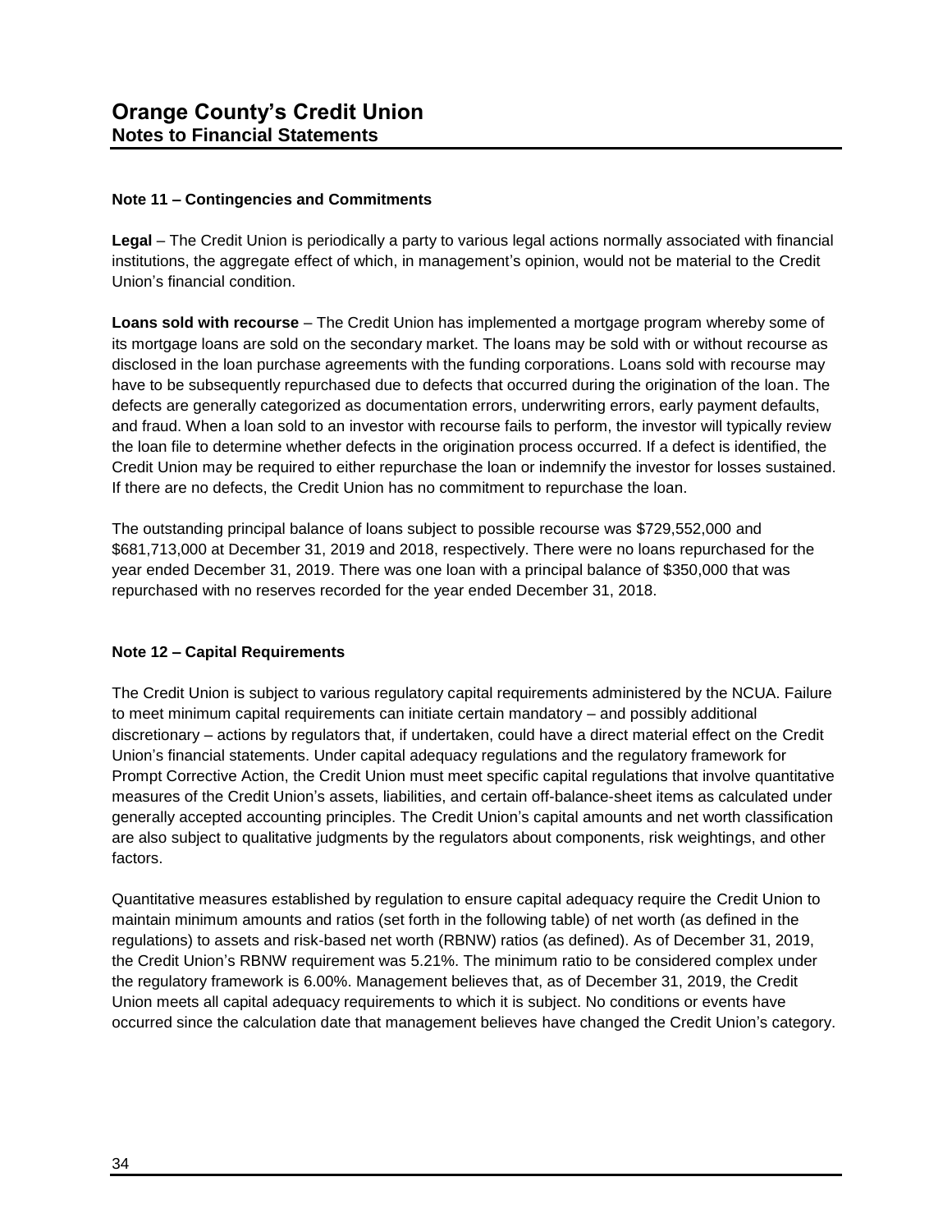## Note 11 – Contingencies and Commitments

**Legal** – The Credit Union is periodically a party to various legal actions normally associated with financial institutions, the aggregate effect of which, in management's opinion, would not be material to the Credit Union's financial condition.

**Loans sold with recourse** – The Credit Union has implemented a mortgage program whereby some of its mortgage loans are sold on the secondary market. The loans may be sold with or without recourse as disclosed in the loan purchase agreements with the funding corporations. Loans sold with recourse may have to be subsequently repurchased due to defects that occurred during the origination of the loan. The defects are generally categorized as documentation errors, underwriting errors, early payment defaults, and fraud. When a loan sold to an investor with recourse fails to perform, the investor will typically review the loan file to determine whether defects in the origination process occurred. If a defect is identified, the Credit Union may be required to either repurchase the loan or indemnify the investor for losses sustained. If there are no defects, the Credit Union has no commitment to repurchase the loan.

The outstanding principal balance of loans subject to possible recourse was $729,552,000 and $681,713,000 at December 31, 2019 and 2018, respectively. There were no loans repurchased for the year ended December 31, 2019. There was one loan with a principal balance of $350,000 that was repurchased with no reserves recorded for the year ended December 31, 2018.

## Note 12 – Capital Requirements

The Credit Union is subject to various regulatory capital requirements administered by the NCUA. Failure to meet minimum capital requirements can initiate certain mandatory – and possibly additional discretionary – actions by regulators that, if undertaken, could have a direct material effect on the Credit Union's financial statements. Under capital adequacy regulations and the regulatory framework for Prompt Corrective Action, the Credit Union must meet specific capital regulations that involve quantitative measures of the Credit Union's assets, liabilities, and certain off-balance-sheet items as calculated under generally accepted accounting principles. The Credit Union's capital amounts and net worth classification are also subject to qualitative judgments by the regulators about components, risk weightings, and other factors.

Quantitative measures established by regulation to ensure capital adequacy require the Credit Union to maintain minimum amounts and ratios (set forth in the following table) of net worth (as defined in the regulations) to assets and risk-based net worth (RBNW) ratios (as defined). As of December 31, 2019, the Credit Union's RBNW requirement was 5.21%. The minimum ratio to be considered complex under the regulatory framework is 6.00%. Management believes that, as of December 31, 2019, the Credit Union meets all capital adequacy requirements to which it is subject. No conditions or events have occurred since the calculation date that management believes have changed the Credit Union's category.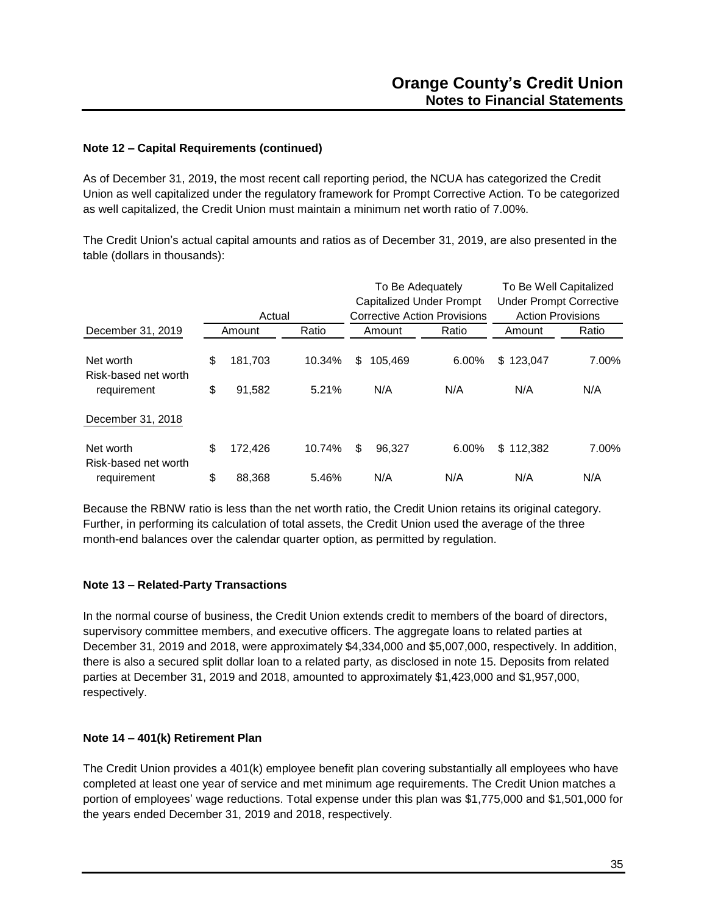### Note 12 – Capital Requirements (continued)

As of December 31, 2019, the most recent call reporting period, the NCUA has categorized the Credit Union as well capitalized under the regulatory framework for Prompt Corrective Action. To be categorized as well capitalized, the Credit Union must maintain a minimum net worth ratio of 7.00%.

The Credit Union's actual capital amounts and ratios as of December 31, 2019, are also presented in the table (dollars in thousands):

| | Actual | | To Be Adequately Capitalized Under Prompt Corrective Action Provisions | | To Be Well Capitalized Under Prompt Corrective Action Provisions | |
|---|---|---|---|---|---|---|
| December 31, 2019 | Amount | Ratio | Amount | Ratio | Amount | Ratio |
| Net worth | $ 181,703 | 10.34% | $ 105,469 | 6.00% | $ 123,047 | 7.00% |
| Risk-based net worth requirement | $ 91,582 | 5.21% | N/A | N/A | N/A | N/A |
| December 31, 2018 | | | | | | |
| Net worth | $ 172,426 | 10.74% | $ 96,327 | 6.00% | $ 112,382 | 7.00% |
| Risk-based net worth requirement | $ 88,368 | 5.46% | N/A | N/A | N/A | N/A |

Because the RBNW ratio is less than the net worth ratio, the Credit Union retains its original category. Further, in performing its calculation of total assets, the Credit Union used the average of the three month-end balances over the calendar quarter option, as permitted by regulation.

### Note 13 – Related-Party Transactions

In the normal course of business, the Credit Union extends credit to members of the board of directors, supervisory committee members, and executive officers. The aggregate loans to related parties at December 31, 2019 and 2018, were approximately $4,334,000 and $5,007,000, respectively. In addition, there is also a secured split dollar loan to a related party, as disclosed in note 15. Deposits from related parties at December 31, 2019 and 2018, amounted to approximately $1,423,000 and $1,957,000, respectively.

### Note 14 – 401(k) Retirement Plan

The Credit Union provides a 401(k) employee benefit plan covering substantially all employees who have completed at least one year of service and met minimum age requirements. The Credit Union matches a portion of employees' wage reductions. Total expense under this plan was $1,775,000 and $1,501,000 for the years ended December 31, 2019 and 2018, respectively.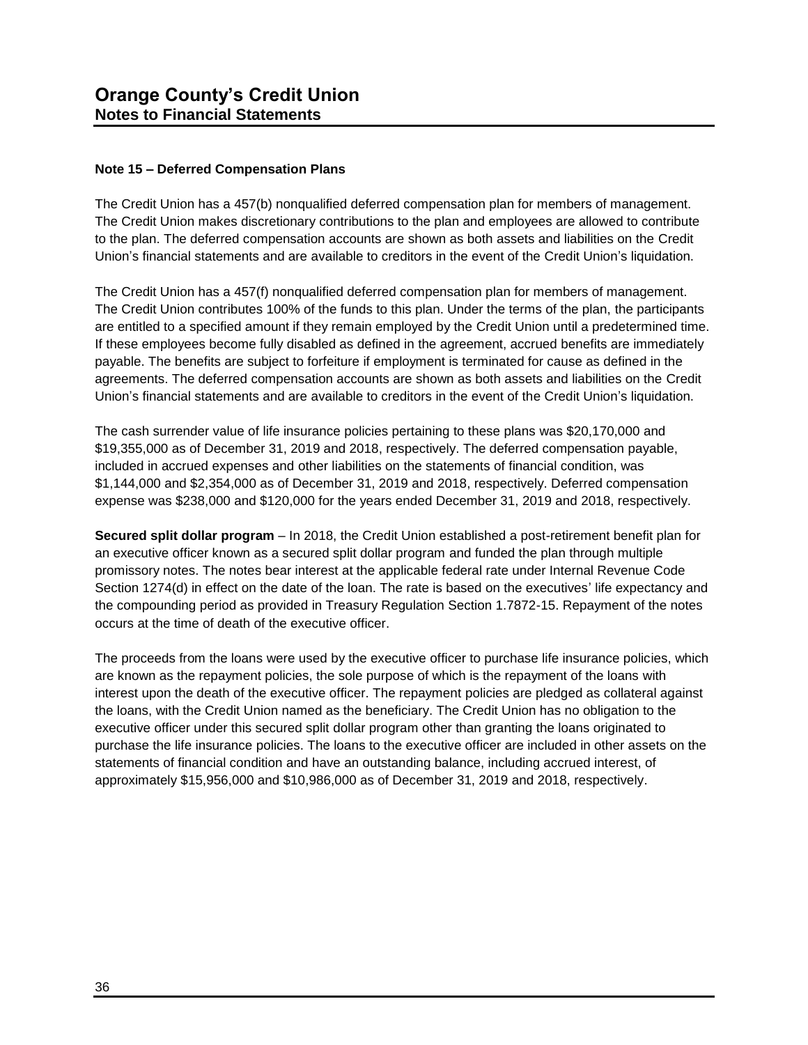# Orange County's Credit Union
## Notes to Financial Statements

**Note 15 – Deferred Compensation Plans**

The Credit Union has a 457(b) nonqualified deferred compensation plan for members of management. The Credit Union makes discretionary contributions to the plan and employees are allowed to contribute to the plan. The deferred compensation accounts are shown as both assets and liabilities on the Credit Union's financial statements and are available to creditors in the event of the Credit Union's liquidation.

The Credit Union has a 457(f) nonqualified deferred compensation plan for members of management. The Credit Union contributes 100% of the funds to this plan. Under the terms of the plan, the participants are entitled to a specified amount if they remain employed by the Credit Union until a predetermined time. If these employees become fully disabled as defined in the agreement, accrued benefits are immediately payable. The benefits are subject to forfeiture if employment is terminated for cause as defined in the agreements. The deferred compensation accounts are shown as both assets and liabilities on the Credit Union's financial statements and are available to creditors in the event of the Credit Union's liquidation.

The cash surrender value of life insurance policies pertaining to these plans was $20,170,000 and $19,355,000 as of December 31, 2019 and 2018, respectively. The deferred compensation payable, included in accrued expenses and other liabilities on the statements of financial condition, was $1,144,000 and $2,354,000 as of December 31, 2019 and 2018, respectively. Deferred compensation expense was $238,000 and $120,000 for the years ended December 31, 2019 and 2018, respectively.

**Secured split dollar program** – In 2018, the Credit Union established a post-retirement benefit plan for an executive officer known as a secured split dollar program and funded the plan through multiple promissory notes. The notes bear interest at the applicable federal rate under Internal Revenue Code Section 1274(d) in effect on the date of the loan. The rate is based on the executives' life expectancy and the compounding period as provided in Treasury Regulation Section 1.7872-15. Repayment of the notes occurs at the time of death of the executive officer.

The proceeds from the loans were used by the executive officer to purchase life insurance policies, which are known as the repayment policies, the sole purpose of which is the repayment of the loans with interest upon the death of the executive officer. The repayment policies are pledged as collateral against the loans, with the Credit Union named as the beneficiary. The Credit Union has no obligation to the executive officer under this secured split dollar program other than granting the loans originated to purchase the life insurance policies. The loans to the executive officer are included in other assets on the statements of financial condition and have an outstanding balance, including accrued interest, of approximately $15,956,000 and $10,986,000 as of December 31, 2019 and 2018, respectively.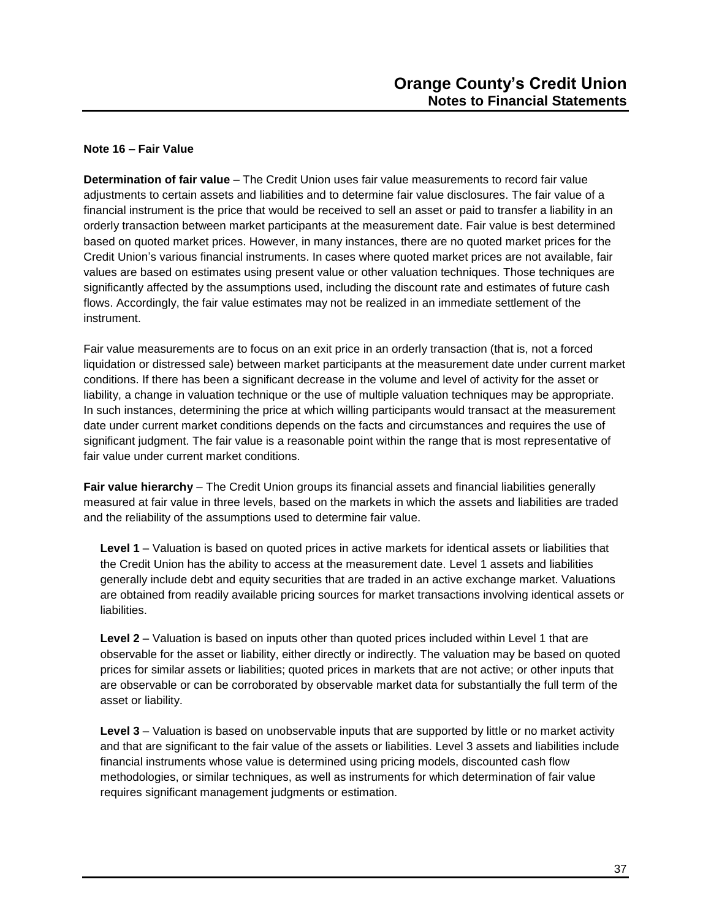## Note 16 – Fair Value

**Determination of fair value** – The Credit Union uses fair value measurements to record fair value adjustments to certain assets and liabilities and to determine fair value disclosures. The fair value of a financial instrument is the price that would be received to sell an asset or paid to transfer a liability in an orderly transaction between market participants at the measurement date. Fair value is best determined based on quoted market prices. However, in many instances, there are no quoted market prices for the Credit Union's various financial instruments. In cases where quoted market prices are not available, fair values are based on estimates using present value or other valuation techniques. Those techniques are significantly affected by the assumptions used, including the discount rate and estimates of future cash flows. Accordingly, the fair value estimates may not be realized in an immediate settlement of the instrument.

Fair value measurements are to focus on an exit price in an orderly transaction (that is, not a forced liquidation or distressed sale) between market participants at the measurement date under current market conditions. If there has been a significant decrease in the volume and level of activity for the asset or liability, a change in valuation technique or the use of multiple valuation techniques may be appropriate. In such instances, determining the price at which willing participants would transact at the measurement date under current market conditions depends on the facts and circumstances and requires the use of significant judgment. The fair value is a reasonable point within the range that is most representative of fair value under current market conditions.

**Fair value hierarchy** – The Credit Union groups its financial assets and financial liabilities generally measured at fair value in three levels, based on the markets in which the assets and liabilities are traded and the reliability of the assumptions used to determine fair value.

**Level 1** – Valuation is based on quoted prices in active markets for identical assets or liabilities that the Credit Union has the ability to access at the measurement date. Level 1 assets and liabilities generally include debt and equity securities that are traded in an active exchange market. Valuations are obtained from readily available pricing sources for market transactions involving identical assets or liabilities.

**Level 2** – Valuation is based on inputs other than quoted prices included within Level 1 that are observable for the asset or liability, either directly or indirectly. The valuation may be based on quoted prices for similar assets or liabilities; quoted prices in markets that are not active; or other inputs that are observable or can be corroborated by observable market data for substantially the full term of the asset or liability.

**Level 3** – Valuation is based on unobservable inputs that are supported by little or no market activity and that are significant to the fair value of the assets or liabilities. Level 3 assets and liabilities include financial instruments whose value is determined using pricing models, discounted cash flow methodologies, or similar techniques, as well as instruments for which determination of fair value requires significant management judgments or estimation.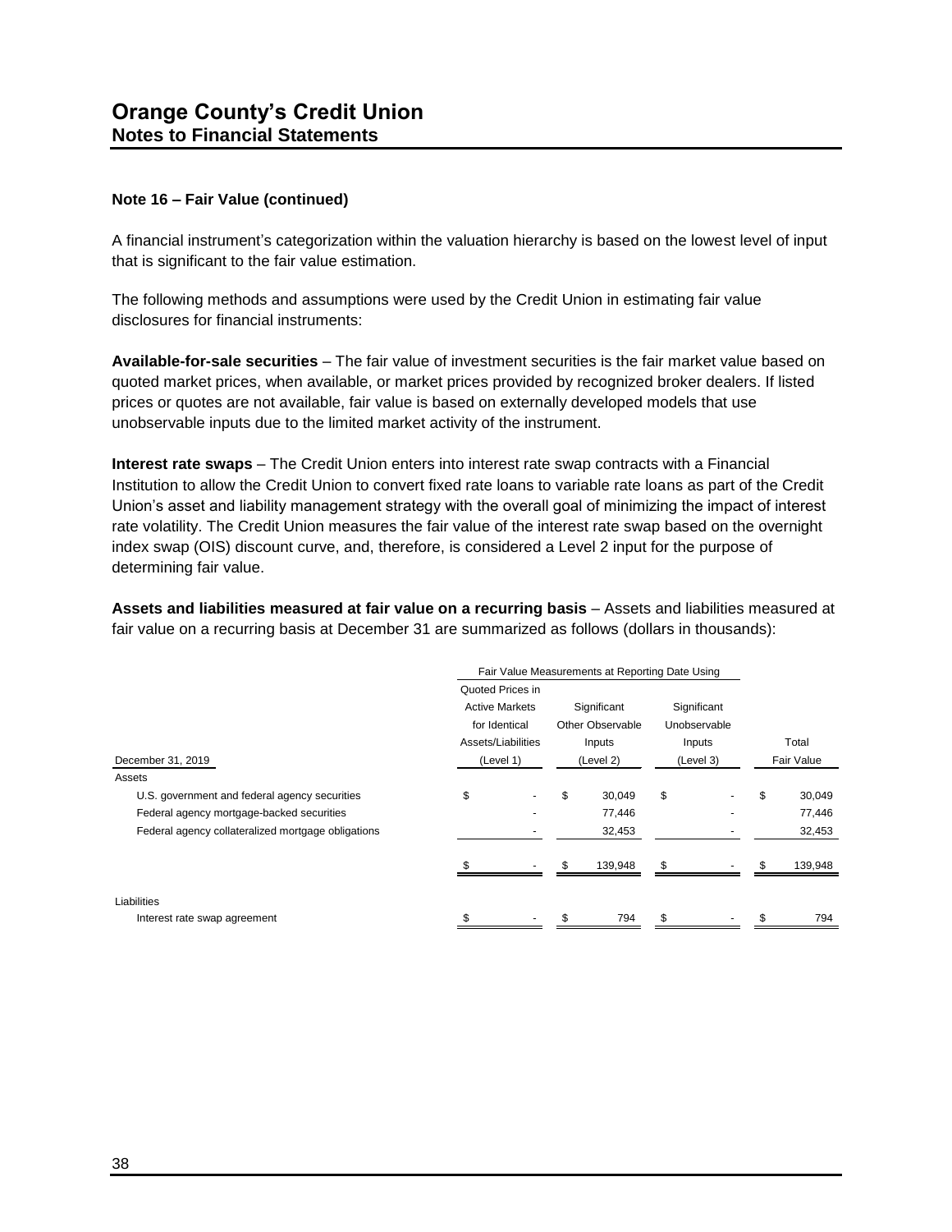# Orange County's Credit Union
## Notes to Financial Statements

**Note 16 – Fair Value (continued)**

A financial instrument's categorization within the valuation hierarchy is based on the lowest level of input that is significant to the fair value estimation.

The following methods and assumptions were used by the Credit Union in estimating fair value disclosures for financial instruments:

**Available-for-sale securities** – The fair value of investment securities is the fair market value based on quoted market prices, when available, or market prices provided by recognized broker dealers. If listed prices or quotes are not available, fair value is based on externally developed models that use unobservable inputs due to the limited market activity of the instrument.

**Interest rate swaps** – The Credit Union enters into interest rate swap contracts with a Financial Institution to allow the Credit Union to convert fixed rate loans to variable rate loans as part of the Credit Union's asset and liability management strategy with the overall goal of minimizing the impact of interest rate volatility. The Credit Union measures the fair value of the interest rate swap based on the overnight index swap (OIS) discount curve, and, therefore, is considered a Level 2 input for the purpose of determining fair value.

**Assets and liabilities measured at fair value on a recurring basis** – Assets and liabilities measured at fair value on a recurring basis at December 31 are summarized as follows (dollars in thousands):

| | Fair Value Measurements at Reporting Date Using | | | |
|---|---|---|---|---|
| December 31, 2019 | Quoted Prices in Active Markets for Identical Assets/Liabilities (Level 1) | Significant Other Observable Inputs (Level 2) | Significant Unobservable Inputs (Level 3) | Total Fair Value |
| Assets | | | | |
| U.S. government and federal agency securities | $ - | $ 30,049 | $ - | $ 30,049 |
| Federal agency mortgage-backed securities | - | 77,446 | - | 77,446 |
| Federal agency collateralized mortgage obligations | - | 32,453 | - | 32,453 |
| | $ - | $ 139,948 | $ - | $ 139,948 |
| Liabilities | | | | |
| Interest rate swap agreement | $ - | $ 794 | $ - | $ 794 |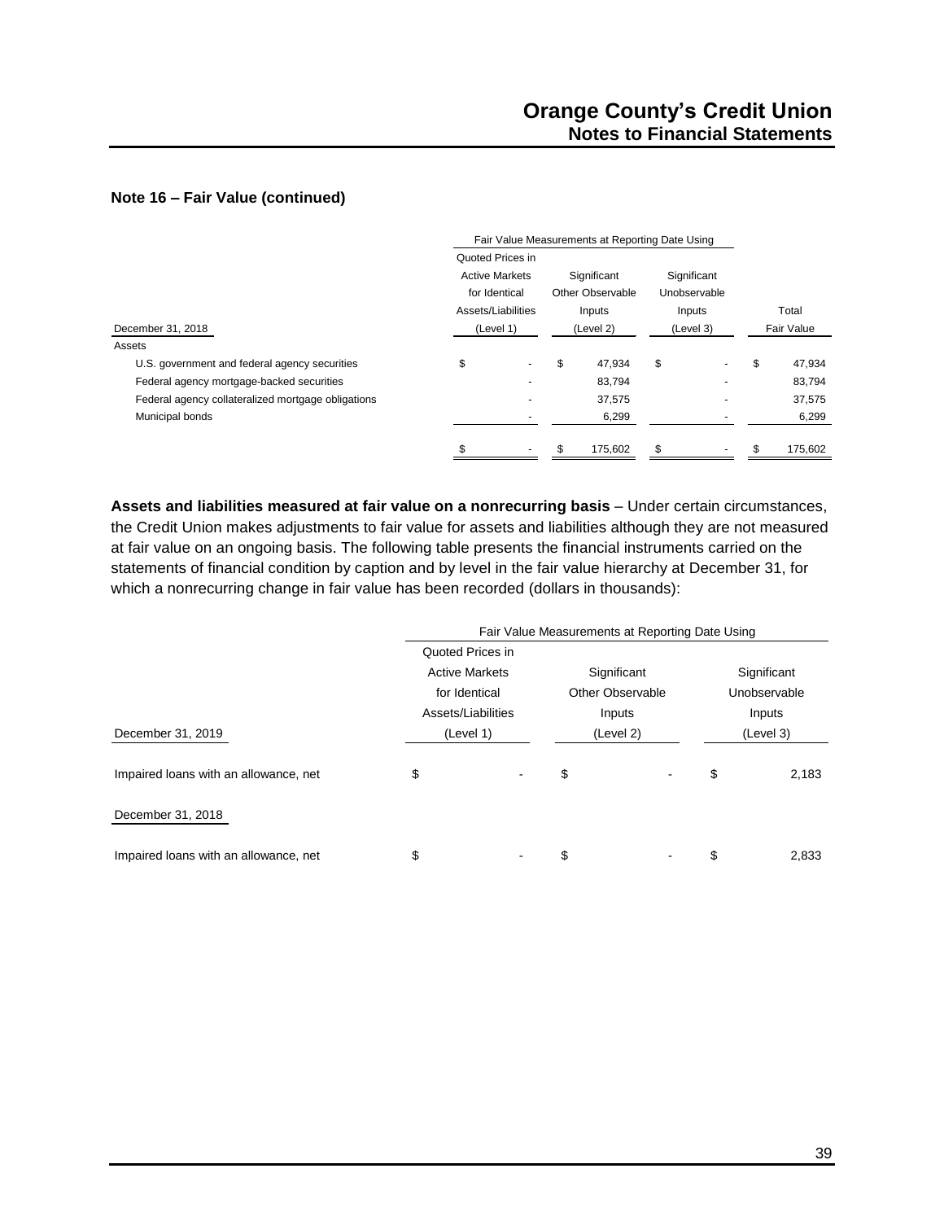### Note 16 – Fair Value (continued)

| | Fair Value Measurements at Reporting Date Using | | | |
|---|---|---|---|---|
| December 31, 2018 | Quoted Prices in Active Markets for Identical Assets/Liabilities (Level 1) | Significant Other Observable Inputs (Level 2) | Significant Unobservable Inputs (Level 3) | Total Fair Value |
| Assets | | | | |
| U.S. government and federal agency securities | $ - | $ 47,934 | $ - | $ 47,934 |
| Federal agency mortgage-backed securities | - | 83,794 | - | 83,794 |
| Federal agency collateralized mortgage obligations | - | 37,575 | - | 37,575 |
| Municipal bonds | - | 6,299 | - | 6,299 |
| | $ - | $ 175,602 | $ - | $ 175,602 |

**Assets and liabilities measured at fair value on a nonrecurring basis** – Under certain circumstances, the Credit Union makes adjustments to fair value for assets and liabilities although they are not measured at fair value on an ongoing basis. The following table presents the financial instruments carried on the statements of financial condition by caption and by level in the fair value hierarchy at December 31, for which a nonrecurring change in fair value has been recorded (dollars in thousands):

| | Fair Value Measurements at Reporting Date Using | | |
|---|---|---|---|
| December 31, 2019 | Quoted Prices in Active Markets for Identical Assets/Liabilities (Level 1) | Significant Other Observable Inputs (Level 2) | Significant Unobservable Inputs (Level 3) |
| Impaired loans with an allowance, net | $ - | $ - | $ 2,183 |
| December 31, 2018 | | | |
| Impaired loans with an allowance, net | $ - | $ - | $ 2,833 |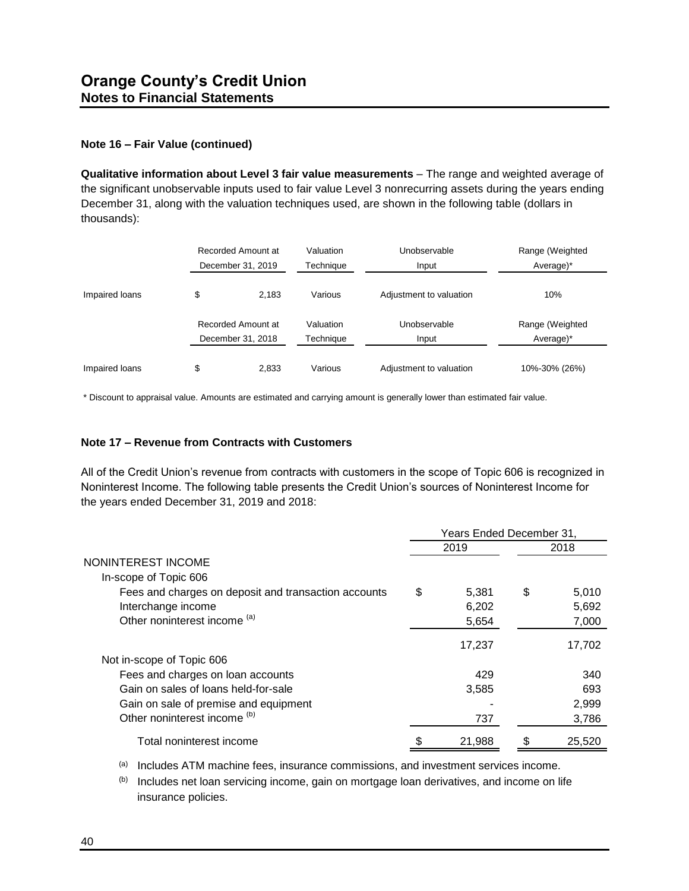**Note 16 – Fair Value (continued)**

**Qualitative information about Level 3 fair value measurements** – The range and weighted average of the significant unobservable inputs used to fair value Level 3 nonrecurring assets during the years ending December 31, along with the valuation techniques used, are shown in the following table (dollars in thousands):

| | Recorded Amount at December 31, 2019 | Valuation Technique | Unobservable Input | Range (Weighted Average)* |
|---|---|---|---|---|
| Impaired loans | $ 2,183 | Various | Adjustment to valuation | 10% |
| | **Recorded Amount at December 31, 2018** | **Valuation Technique** | **Unobservable Input** | **Range (Weighted Average)*** |
| Impaired loans | $ 2,833 | Various | Adjustment to valuation | 10%-30% (26%) |

\* Discount to appraisal value. Amounts are estimated and carrying amount is generally lower than estimated fair value.

**Note 17 – Revenue from Contracts with Customers**

All of the Credit Union's revenue from contracts with customers in the scope of Topic 606 is recognized in Noninterest Income. The following table presents the Credit Union's sources of Noninterest Income for the years ended December 31, 2019 and 2018:

| | Years Ended December 31, 2019 | Years Ended December 31, 2018 |
|---|---|---|
| NONINTEREST INCOME | | |
| In-scope of Topic 606 | | |
| Fees and charges on deposit and transaction accounts | $ 5,381 | $ 5,010 |
| Interchange income | 6,202 | 5,692 |
| Other noninterest income [(a)] | 5,654 | 7,000 |
| | 17,237 | 17,702 |
| Not in-scope of Topic 606 | | |
| Fees and charges on loan accounts | 429 | 340 |
| Gain on sales of loans held-for-sale | 3,585 | 693 |
| Gain on sale of premise and equipment | - | 2,999 |
| Other noninterest income [(b)] | 737 | 3,786 |
| Total noninterest income | $ 21,988 | $ 25,520 |

[(a)] Includes ATM machine fees, insurance commissions, and investment services income.

[(b)] Includes net loan servicing income, gain on mortgage loan derivatives, and income on life insurance policies.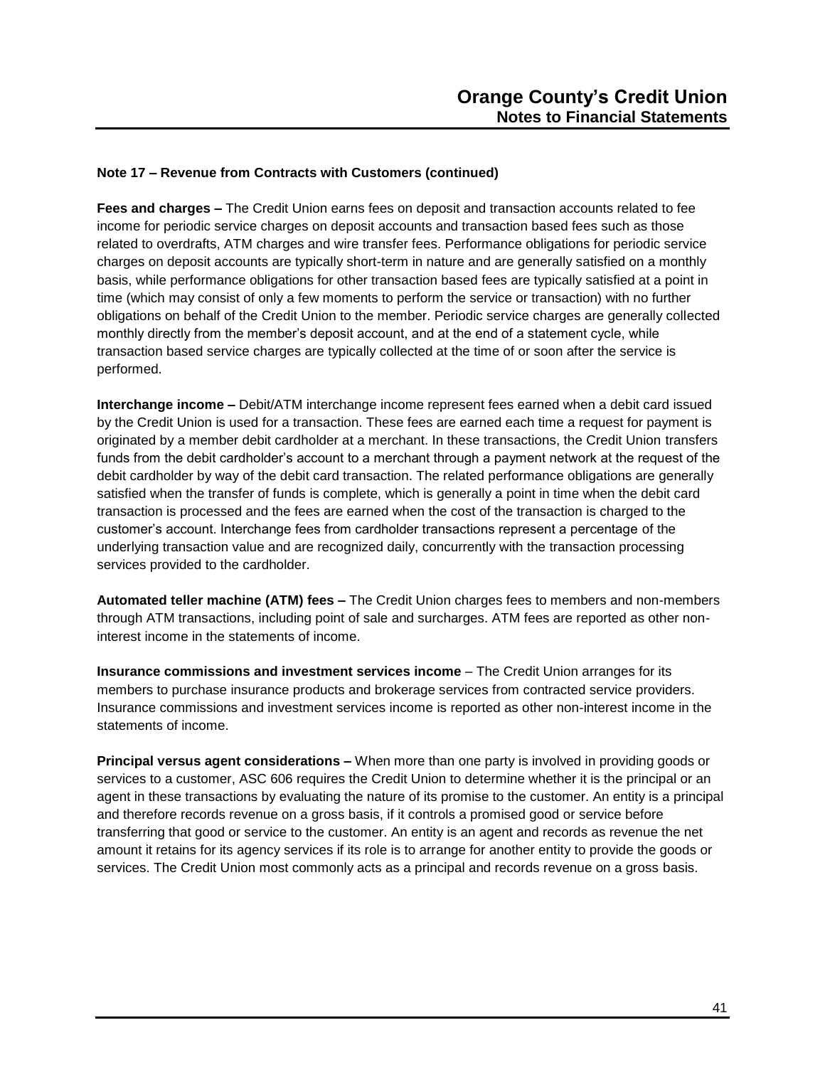**Note 17 – Revenue from Contracts with Customers (continued)**

**Fees and charges –** The Credit Union earns fees on deposit and transaction accounts related to fee income for periodic service charges on deposit accounts and transaction based fees such as those related to overdrafts, ATM charges and wire transfer fees. Performance obligations for periodic service charges on deposit accounts are typically short-term in nature and are generally satisfied on a monthly basis, while performance obligations for other transaction based fees are typically satisfied at a point in time (which may consist of only a few moments to perform the service or transaction) with no further obligations on behalf of the Credit Union to the member. Periodic service charges are generally collected monthly directly from the member's deposit account, and at the end of a statement cycle, while transaction based service charges are typically collected at the time of or soon after the service is performed.

**Interchange income –** Debit/ATM interchange income represent fees earned when a debit card issued by the Credit Union is used for a transaction. These fees are earned each time a request for payment is originated by a member debit cardholder at a merchant. In these transactions, the Credit Union transfers funds from the debit cardholder's account to a merchant through a payment network at the request of the debit cardholder by way of the debit card transaction. The related performance obligations are generally satisfied when the transfer of funds is complete, which is generally a point in time when the debit card transaction is processed and the fees are earned when the cost of the transaction is charged to the customer's account. Interchange fees from cardholder transactions represent a percentage of the underlying transaction value and are recognized daily, concurrently with the transaction processing services provided to the cardholder.

**Automated teller machine (ATM) fees –** The Credit Union charges fees to members and non-members through ATM transactions, including point of sale and surcharges. ATM fees are reported as other non-interest income in the statements of income.

**Insurance commissions and investment services income** – The Credit Union arranges for its members to purchase insurance products and brokerage services from contracted service providers. Insurance commissions and investment services income is reported as other non-interest income in the statements of income.

**Principal versus agent considerations –** When more than one party is involved in providing goods or services to a customer, ASC 606 requires the Credit Union to determine whether it is the principal or an agent in these transactions by evaluating the nature of its promise to the customer. An entity is a principal and therefore records revenue on a gross basis, if it controls a promised good or service before transferring that good or service to the customer. An entity is an agent and records as revenue the net amount it retains for its agency services if its role is to arrange for another entity to provide the goods or services. The Credit Union most commonly acts as a principal and records revenue on a gross basis.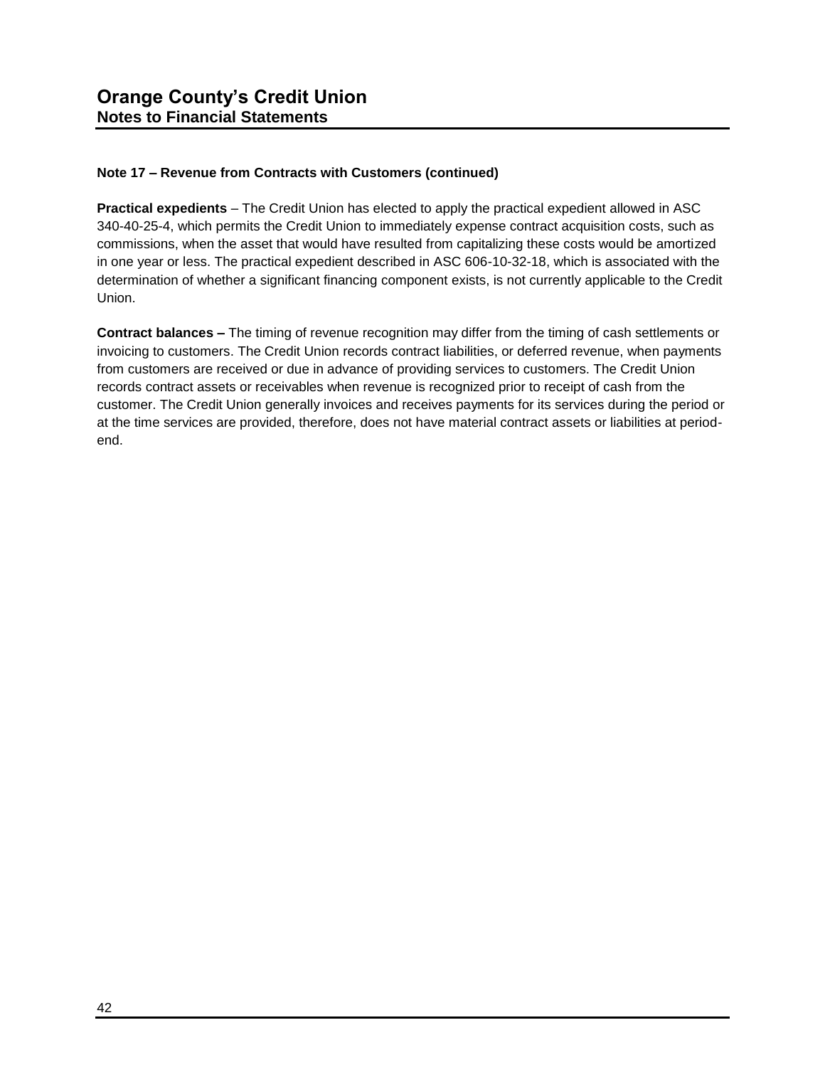## Note 17 – Revenue from Contracts with Customers (continued)

**Practical expedients** – The Credit Union has elected to apply the practical expedient allowed in ASC 340-40-25-4, which permits the Credit Union to immediately expense contract acquisition costs, such as commissions, when the asset that would have resulted from capitalizing these costs would be amortized in one year or less. The practical expedient described in ASC 606-10-32-18, which is associated with the determination of whether a significant financing component exists, is not currently applicable to the Credit Union.

**Contract balances –** The timing of revenue recognition may differ from the timing of cash settlements or invoicing to customers. The Credit Union records contract liabilities, or deferred revenue, when payments from customers are received or due in advance of providing services to customers. The Credit Union records contract assets or receivables when revenue is recognized prior to receipt of cash from the customer. The Credit Union generally invoices and receives payments for its services during the period or at the time services are provided, therefore, does not have material contract assets or liabilities at period-end.